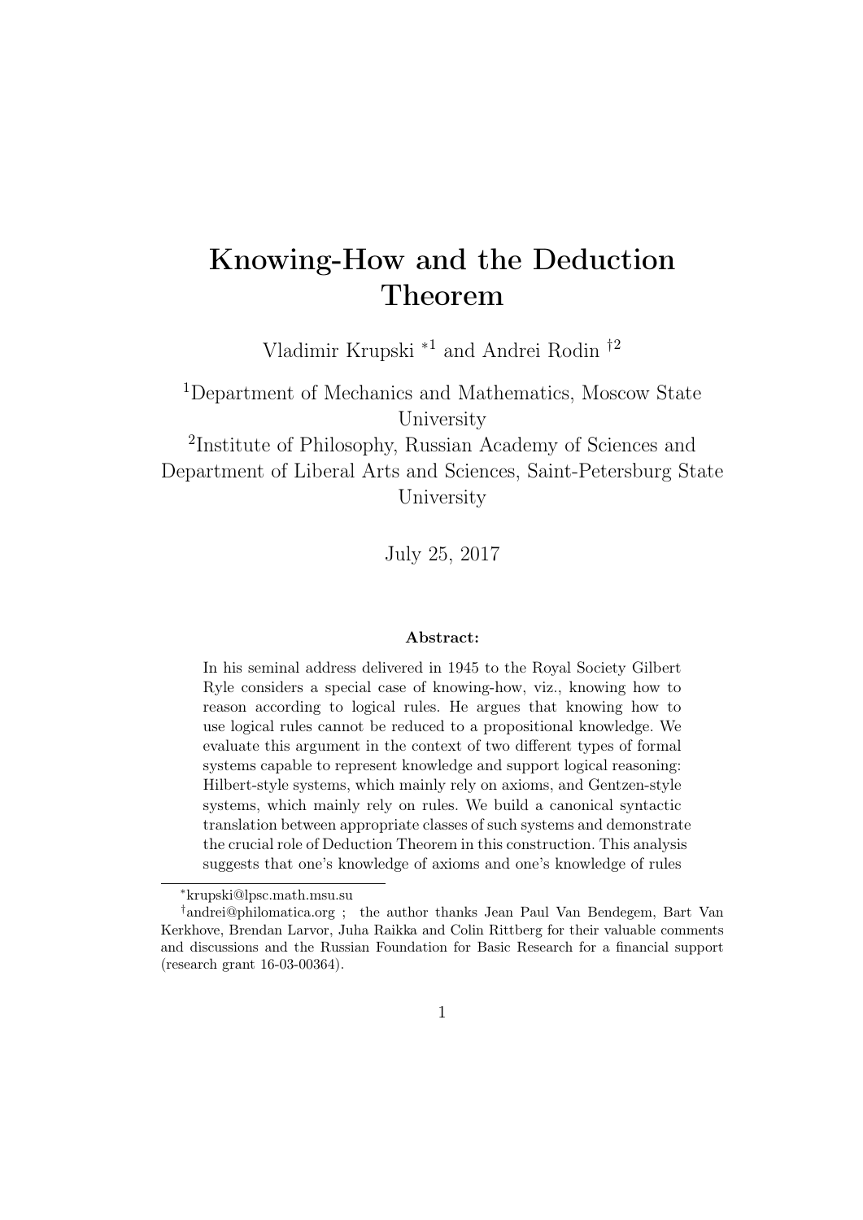# Knowing-How and the Deduction Theorem

Vladimir Krupski [*1] and Andrei Rodin [†2]

[1]Department of Mechanics and Mathematics, Moscow State University

[2]Institute of Philosophy, Russian Academy of Sciences and Department of Liberal Arts and Sciences, Saint-Petersburg State University

July 25, 2017

**Abstract:**

In his seminal address delivered in 1945 to the Royal Society Gilbert Ryle considers a special case of knowing-how, viz., knowing how to reason according to logical rules. He argues that knowing how to use logical rules cannot be reduced to a propositional knowledge. We evaluate this argument in the context of two different types of formal systems capable to represent knowledge and support logical reasoning: Hilbert-style systems, which mainly rely on axioms, and Gentzen-style systems, which mainly rely on rules. We build a canonical syntactic translation between appropriate classes of such systems and demonstrate the crucial role of Deduction Theorem in this construction. This analysis suggests that one's knowledge of axioms and one's knowledge of rules

---

[*] krupski@lpsc.math.msu.su

[†] andrei@philomatica.org ; the author thanks Jean Paul Van Bendegem, Bart Van Kerkhove, Brendan Larvor, Juha Raikka and Colin Rittberg for their valuable comments and discussions and the Russian Foundation for Basic Research for a financial support (research grant 16-03-00364).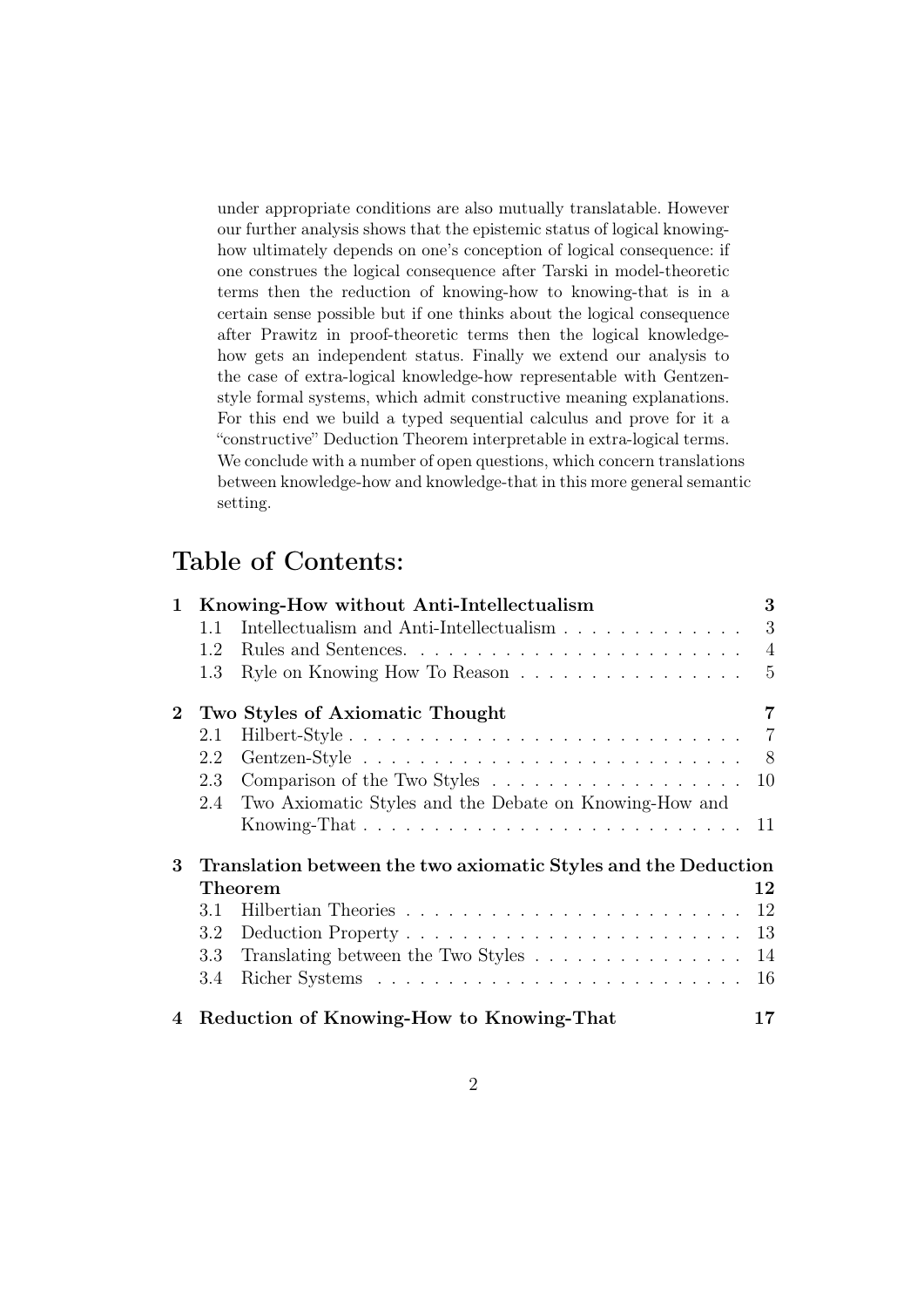under appropriate conditions are also mutually translatable. However our further analysis shows that the epistemic status of logical knowing-how ultimately depends on one's conception of logical consequence: if one construes the logical consequence after Tarski in model-theoretic terms then the reduction of knowing-how to knowing-that is in a certain sense possible but if one thinks about the logical consequence after Prawitz in proof-theoretic terms then the logical knowledge-how gets an independent status. Finally we extend our analysis to the case of extra-logical knowledge-how representable with Gentzen-style formal systems, which admit constructive meaning explanations. For this end we build a typed sequential calculus and prove for it a "constructive" Deduction Theorem interpretable in extra-logical terms. We conclude with a number of open questions, which concern translations between knowledge-how and knowledge-that in this more general semantic setting.

# Table of Contents:

- **1 Knowing-How without Anti-Intellectualism** — 3
  - 1.1 Intellectualism and Anti-Intellectualism — 3
  - 1.2 Rules and Sentences. — 4
  - 1.3 Ryle on Knowing How To Reason — 5
- **2 Two Styles of Axiomatic Thought** — 7
  - 2.1 Hilbert-Style — 7
  - 2.2 Gentzen-Style — 8
  - 2.3 Comparison of the Two Styles — 10
  - 2.4 Two Axiomatic Styles and the Debate on Knowing-How and Knowing-That — 11
- **3 Translation between the two axiomatic Styles and the Deduction Theorem** — 12
  - 3.1 Hilbertian Theories — 12
  - 3.2 Deduction Property — 13
  - 3.3 Translating between the Two Styles — 14
  - 3.4 Richer Systems — 16
- **4 Reduction of Knowing-How to Knowing-That** — 17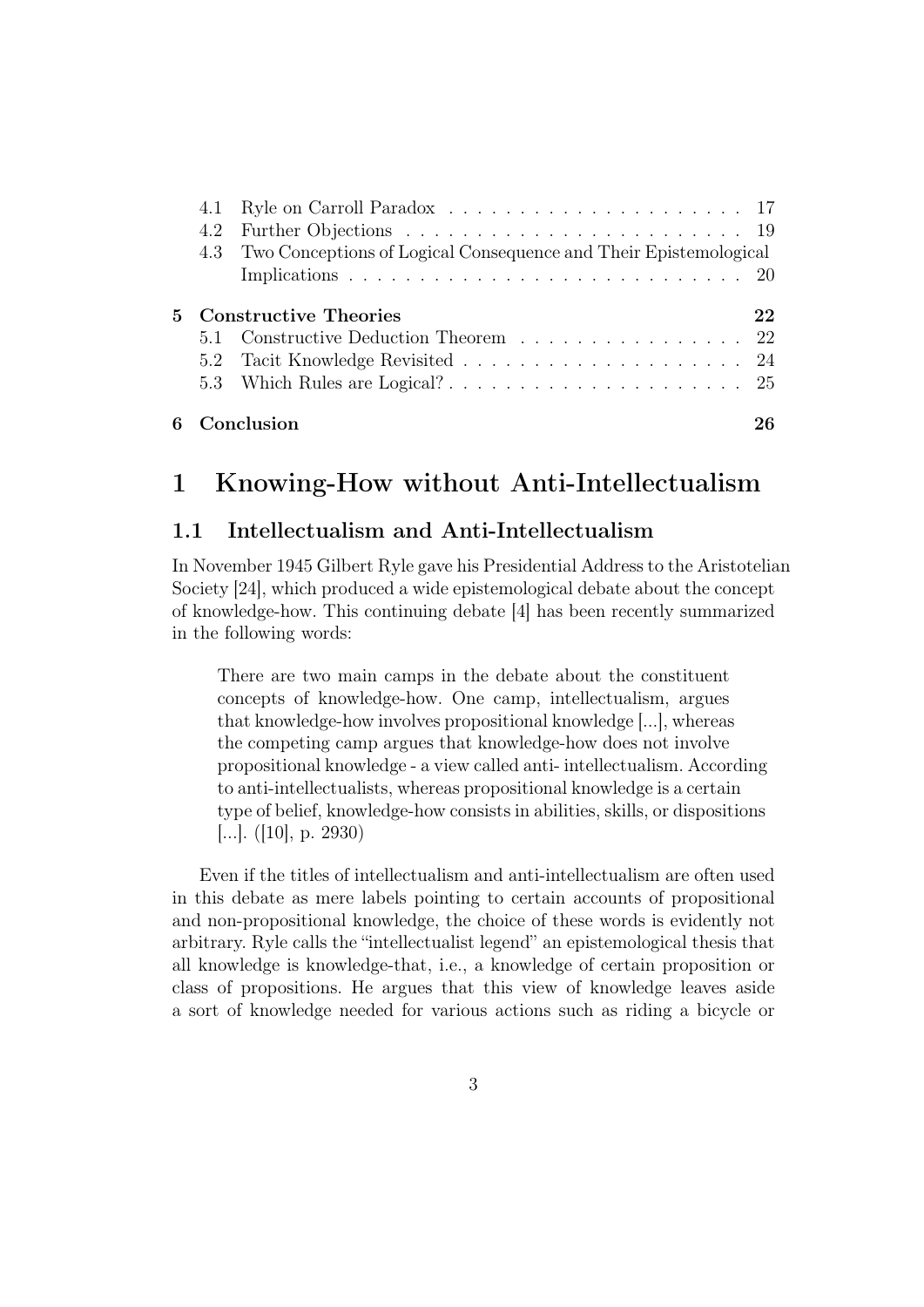| | | |
|---|---|---|
| 4.1 | Ryle on Carroll Paradox | 17 |
| 4.2 | Further Objections | 19 |
| 4.3 | Two Conceptions of Logical Consequence and Their Epistemological Implications | 20 |
| **5** | **Constructive Theories** | **22** |
| 5.1 | Constructive Deduction Theorem | 22 |
| 5.2 | Tacit Knowledge Revisited | 24 |
| 5.3 | Which Rules are Logical? | 25 |
| **6** | **Conclusion** | **26** |

# 1 Knowing-How without Anti-Intellectualism

## 1.1 Intellectualism and Anti-Intellectualism

In November 1945 Gilbert Ryle gave his Presidential Address to the Aristotelian Society [24], which produced a wide epistemological debate about the concept of knowledge-how. This continuing debate [4] has been recently summarized in the following words:

> There are two main camps in the debate about the constituent concepts of knowledge-how. One camp, intellectualism, argues that knowledge-how involves propositional knowledge [...], whereas the competing camp argues that knowledge-how does not involve propositional knowledge - a view called anti- intellectualism. According to anti-intellectualists, whereas propositional knowledge is a certain type of belief, knowledge-how consists in abilities, skills, or dispositions [...]. ([10], p. 2930)

Even if the titles of intellectualism and anti-intellectualism are often used in this debate as mere labels pointing to certain accounts of propositional and non-propositional knowledge, the choice of these words is evidently not arbitrary. Ryle calls the "intellectualist legend" an epistemological thesis that all knowledge is knowledge-that, i.e., a knowledge of certain proposition or class of propositions. He argues that this view of knowledge leaves aside a sort of knowledge needed for various actions such as riding a bicycle or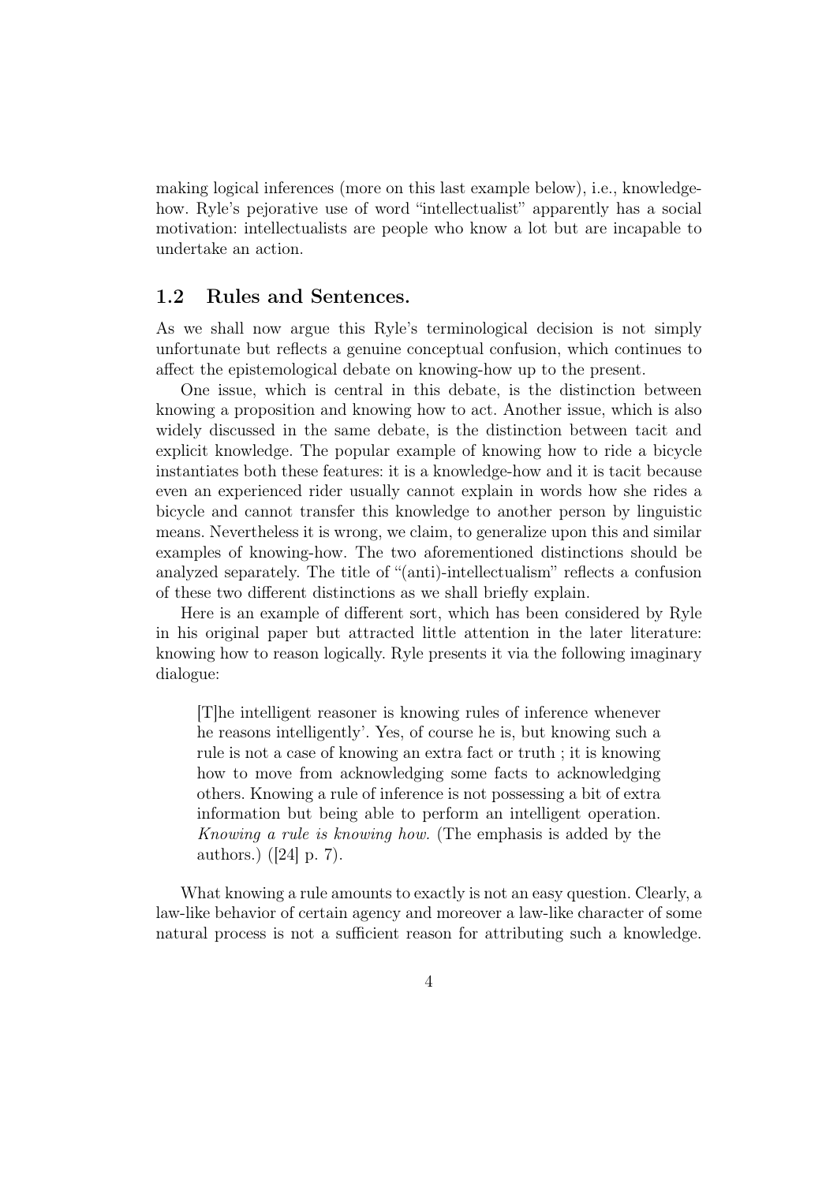making logical inferences (more on this last example below), i.e., knowledge-how. Ryle's pejorative use of word "intellectualist" apparently has a social motivation: intellectualists are people who know a lot but are incapable to undertake an action.

### 1.2 Rules and Sentences.

As we shall now argue this Ryle's terminological decision is not simply unfortunate but reflects a genuine conceptual confusion, which continues to affect the epistemological debate on knowing-how up to the present.

One issue, which is central in this debate, is the distinction between knowing a proposition and knowing how to act. Another issue, which is also widely discussed in the same debate, is the distinction between tacit and explicit knowledge. The popular example of knowing how to ride a bicycle instantiates both these features: it is a knowledge-how and it is tacit because even an experienced rider usually cannot explain in words how she rides a bicycle and cannot transfer this knowledge to another person by linguistic means. Nevertheless it is wrong, we claim, to generalize upon this and similar examples of knowing-how. The two aforementioned distinctions should be analyzed separately. The title of "(anti)-intellectualism" reflects a confusion of these two different distinctions as we shall briefly explain.

Here is an example of different sort, which has been considered by Ryle in his original paper but attracted little attention in the later literature: knowing how to reason logically. Ryle presents it via the following imaginary dialogue:

> [T]he intelligent reasoner is knowing rules of inference whenever he reasons intelligently'. Yes, of course he is, but knowing such a rule is not a case of knowing an extra fact or truth ; it is knowing how to move from acknowledging some facts to acknowledging others. Knowing a rule of inference is not possessing a bit of extra information but being able to perform an intelligent operation. *Knowing a rule is knowing how.* (The emphasis is added by the authors.) ([24] p. 7).

What knowing a rule amounts to exactly is not an easy question. Clearly, a law-like behavior of certain agency and moreover a law-like character of some natural process is not a sufficient reason for attributing such a knowledge.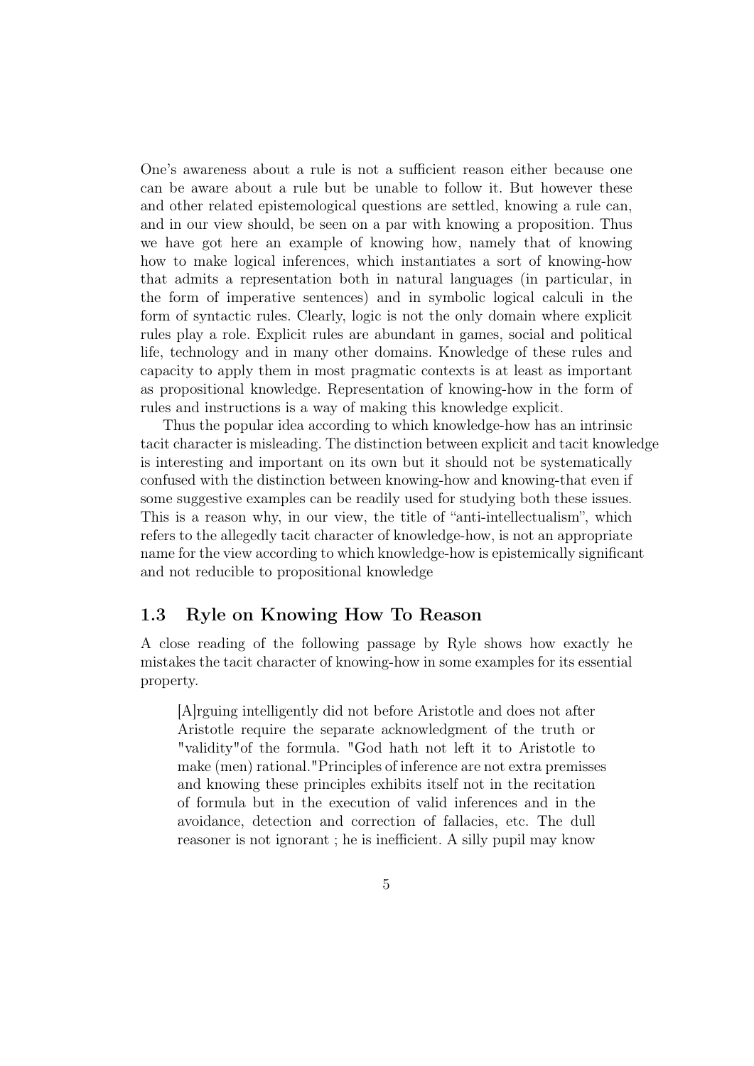One's awareness about a rule is not a sufficient reason either because one can be aware about a rule but be unable to follow it. But however these and other related epistemological questions are settled, knowing a rule can, and in our view should, be seen on a par with knowing a proposition. Thus we have got here an example of knowing how, namely that of knowing how to make logical inferences, which instantiates a sort of knowing-how that admits a representation both in natural languages (in particular, in the form of imperative sentences) and in symbolic logical calculi in the form of syntactic rules. Clearly, logic is not the only domain where explicit rules play a role. Explicit rules are abundant in games, social and political life, technology and in many other domains. Knowledge of these rules and capacity to apply them in most pragmatic contexts is at least as important as propositional knowledge. Representation of knowing-how in the form of rules and instructions is a way of making this knowledge explicit.

Thus the popular idea according to which knowledge-how has an intrinsic tacit character is misleading. The distinction between explicit and tacit knowledge is interesting and important on its own but it should not be systematically confused with the distinction between knowing-how and knowing-that even if some suggestive examples can be readily used for studying both these issues. This is a reason why, in our view, the title of "anti-intellectualism", which refers to the allegedly tacit character of knowledge-how, is not an appropriate name for the view according to which knowledge-how is epistemically significant and not reducible to propositional knowledge

## 1.3 Ryle on Knowing How To Reason

A close reading of the following passage by Ryle shows how exactly he mistakes the tacit character of knowing-how in some examples for its essential property.

> [A]rguing intelligently did not before Aristotle and does not after Aristotle require the separate acknowledgment of the truth or "validity"of the formula. "God hath not left it to Aristotle to make (men) rational."Principles of inference are not extra premisses and knowing these principles exhibits itself not in the recitation of formula but in the execution of valid inferences and in the avoidance, detection and correction of fallacies, etc. The dull reasoner is not ignorant ; he is inefficient. A silly pupil may know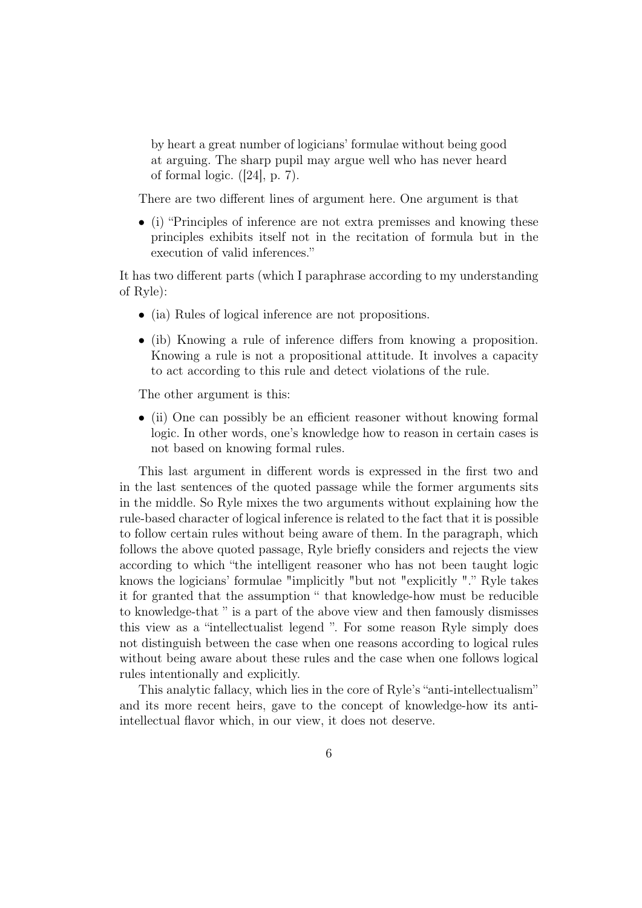> by heart a great number of logicians' formulae without being good at arguing. The sharp pupil may argue well who has never heard of formal logic. ([24], p. 7).

There are two different lines of argument here. One argument is that

- (i) "Principles of inference are not extra premisses and knowing these principles exhibits itself not in the recitation of formula but in the execution of valid inferences."

It has two different parts (which I paraphrase according to my understanding of Ryle):

- (ia) Rules of logical inference are not propositions.
- (ib) Knowing a rule of inference differs from knowing a proposition. Knowing a rule is not a propositional attitude. It involves a capacity to act according to this rule and detect violations of the rule.

The other argument is this:

- (ii) One can possibly be an efficient reasoner without knowing formal logic. In other words, one's knowledge how to reason in certain cases is not based on knowing formal rules.

This last argument in different words is expressed in the first two and in the last sentences of the quoted passage while the former arguments sits in the middle. So Ryle mixes the two arguments without explaining how the rule-based character of logical inference is related to the fact that it is possible to follow certain rules without being aware of them. In the paragraph, which follows the above quoted passage, Ryle briefly considers and rejects the view according to which "the intelligent reasoner who has not been taught logic knows the logicians' formulae "implicitly "but not "explicitly "." Ryle takes it for granted that the assumption " that knowledge-how must be reducible to knowledge-that " is a part of the above view and then famously dismisses this view as a "intellectualist legend ". For some reason Ryle simply does not distinguish between the case when one reasons according to logical rules without being aware about these rules and the case when one follows logical rules intentionally and explicitly.

This analytic fallacy, which lies in the core of Ryle's "anti-intellectualism" and its more recent heirs, gave to the concept of knowledge-how its anti-intellectual flavor which, in our view, it does not deserve.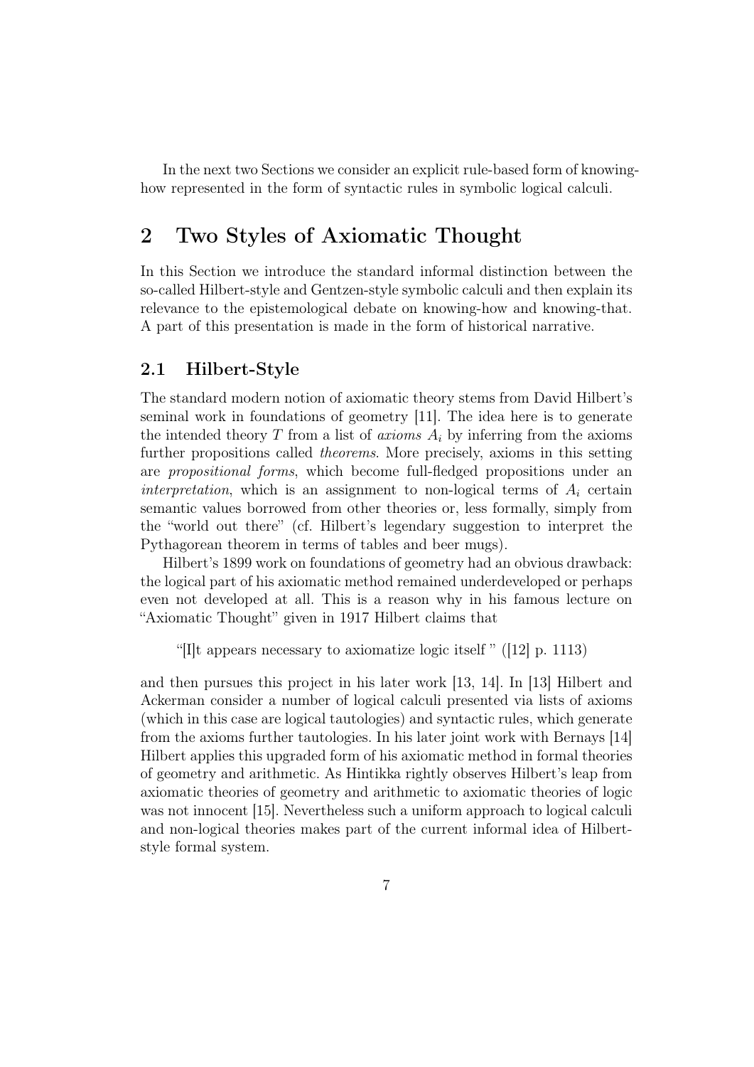In the next two Sections we consider an explicit rule-based form of knowing-how represented in the form of syntactic rules in symbolic logical calculi.

# 2 Two Styles of Axiomatic Thought

In this Section we introduce the standard informal distinction between the so-called Hilbert-style and Gentzen-style symbolic calculi and then explain its relevance to the epistemological debate on knowing-how and knowing-that. A part of this presentation is made in the form of historical narrative.

## 2.1 Hilbert-Style

The standard modern notion of axiomatic theory stems from David Hilbert's seminal work in foundations of geometry [11]. The idea here is to generate the intended theory $T$ from a list of *axioms* $A_i$ by inferring from the axioms further propositions called *theorems*. More precisely, axioms in this setting are *propositional forms*, which become full-fledged propositions under an *interpretation*, which is an assignment to non-logical terms of $A_i$ certain semantic values borrowed from other theories or, less formally, simply from the "world out there" (cf. Hilbert's legendary suggestion to interpret the Pythagorean theorem in terms of tables and beer mugs).

Hilbert's 1899 work on foundations of geometry had an obvious drawback: the logical part of his axiomatic method remained underdeveloped or perhaps even not developed at all. This is a reason why in his famous lecture on "Axiomatic Thought" given in 1917 Hilbert claims that

> "[I]t appears necessary to axiomatize logic itself " ([12] p. 1113)

and then pursues this project in his later work [13, 14]. In [13] Hilbert and Ackerman consider a number of logical calculi presented via lists of axioms (which in this case are logical tautologies) and syntactic rules, which generate from the axioms further tautologies. In his later joint work with Bernays [14] Hilbert applies this upgraded form of his axiomatic method in formal theories of geometry and arithmetic. As Hintikka rightly observes Hilbert's leap from axiomatic theories of geometry and arithmetic to axiomatic theories of logic was not innocent [15]. Nevertheless such a uniform approach to logical calculi and non-logical theories makes part of the current informal idea of Hilbert-style formal system.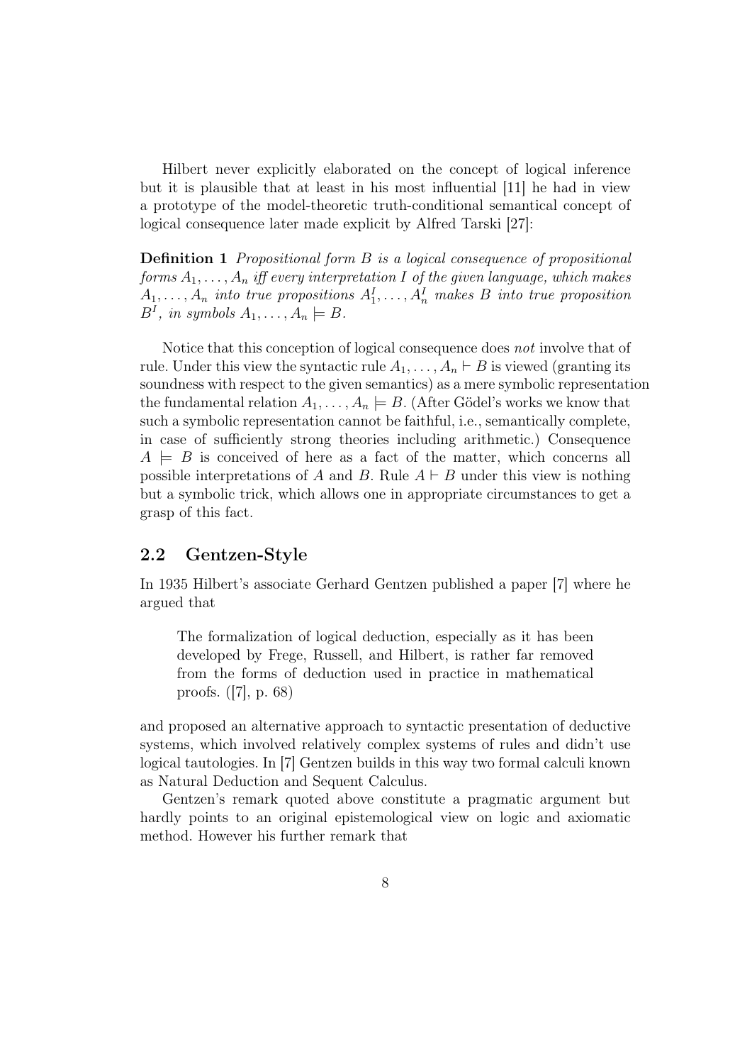Hilbert never explicitly elaborated on the concept of logical inference but it is plausible that at least in his most influential [11] he had in view a prototype of the model-theoretic truth-conditional semantical concept of logical consequence later made explicit by Alfred Tarski [27]:

**Definition 1** *Propositional form $B$ is a logical consequence of propositional forms $A_1, \ldots, A_n$ iff every interpretation $I$ of the given language, which makes $A_1, \ldots, A_n$ into true propositions $A_1^I, \ldots, A_n^I$ makes $B$ into true proposition $B^I$, in symbols $A_1, \ldots, A_n \models B$.*

Notice that this conception of logical consequence does *not* involve that of rule. Under this view the syntactic rule $A_1, \ldots, A_n \vdash B$ is viewed (granting its soundness with respect to the given semantics) as a mere symbolic representation the fundamental relation $A_1, \ldots, A_n \models B$. (After Gödel's works we know that such a symbolic representation cannot be faithful, i.e., semantically complete, in case of sufficiently strong theories including arithmetic.) Consequence $A \models B$ is conceived of here as a fact of the matter, which concerns all possible interpretations of $A$ and $B$. Rule $A \vdash B$ under this view is nothing but a symbolic trick, which allows one in appropriate circumstances to get a grasp of this fact.

## 2.2 Gentzen-Style

In 1935 Hilbert's associate Gerhard Gentzen published a paper [7] where he argued that

> The formalization of logical deduction, especially as it has been developed by Frege, Russell, and Hilbert, is rather far removed from the forms of deduction used in practice in mathematical proofs. ([7], p. 68)

and proposed an alternative approach to syntactic presentation of deductive systems, which involved relatively complex systems of rules and didn't use logical tautologies. In [7] Gentzen builds in this way two formal calculi known as Natural Deduction and Sequent Calculus.

Gentzen's remark quoted above constitute a pragmatic argument but hardly points to an original epistemological view on logic and axiomatic method. However his further remark that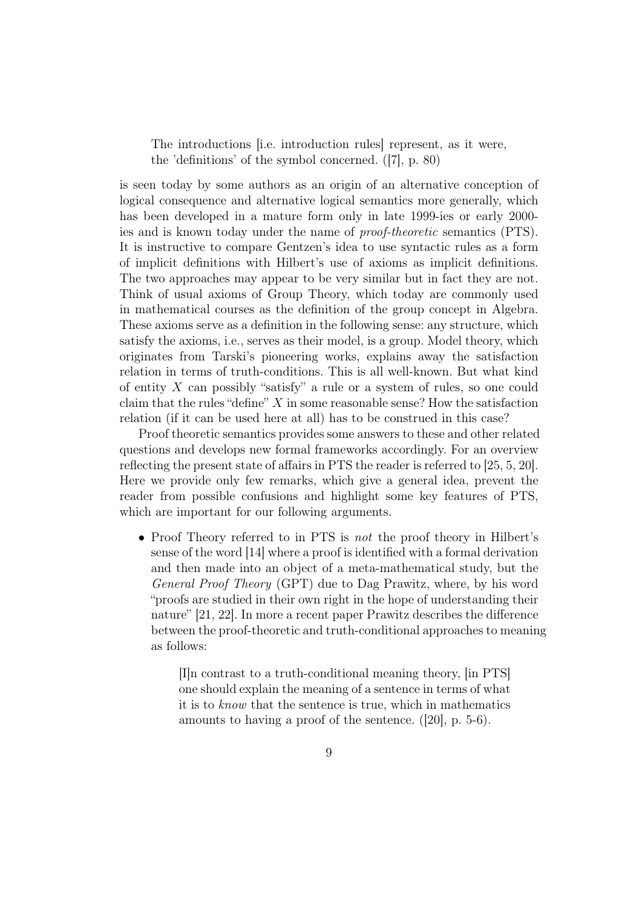> The introductions [i.e. introduction rules] represent, as it were, the 'definitions' of the symbol concerned. ([7], p. 80)

is seen today by some authors as an origin of an alternative conception of logical consequence and alternative logical semantics more generally, which has been developed in a mature form only in late 1999-ies or early 2000-ies and is known today under the name of *proof-theoretic* semantics (PTS). It is instructive to compare Gentzen's idea to use syntactic rules as a form of implicit definitions with Hilbert's use of axioms as implicit definitions. The two approaches may appear to be very similar but in fact they are not. Think of usual axioms of Group Theory, which today are commonly used in mathematical courses as the definition of the group concept in Algebra. These axioms serve as a definition in the following sense: any structure, which satisfy the axioms, i.e., serves as their model, is a group. Model theory, which originates from Tarski's pioneering works, explains away the satisfaction relation in terms of truth-conditions. This is all well-known. But what kind of entity $X$ can possibly "satisfy" a rule or a system of rules, so one could claim that the rules "define" $X$ in some reasonable sense? How the satisfaction relation (if it can be used here at all) has to be construed in this case?

Proof theoretic semantics provides some answers to these and other related questions and develops new formal frameworks accordingly. For an overview reflecting the present state of affairs in PTS the reader is referred to [25, 5, 20]. Here we provide only few remarks, which give a general idea, prevent the reader from possible confusions and highlight some key features of PTS, which are important for our following arguments.

- Proof Theory referred to in PTS is *not* the proof theory in Hilbert's sense of the word [14] where a proof is identified with a formal derivation and then made into an object of a meta-mathematical study, but the *General Proof Theory* (GPT) due to Dag Prawitz, where, by his word "proofs are studied in their own right in the hope of understanding their nature" [21, 22]. In more a recent paper Prawitz describes the difference between the proof-theoretic and truth-conditional approaches to meaning as follows:

  > [I]n contrast to a truth-conditional meaning theory, [in PTS] one should explain the meaning of a sentence in terms of what it is to *know* that the sentence is true, which in mathematics amounts to having a proof of the sentence. ([20], p. 5-6).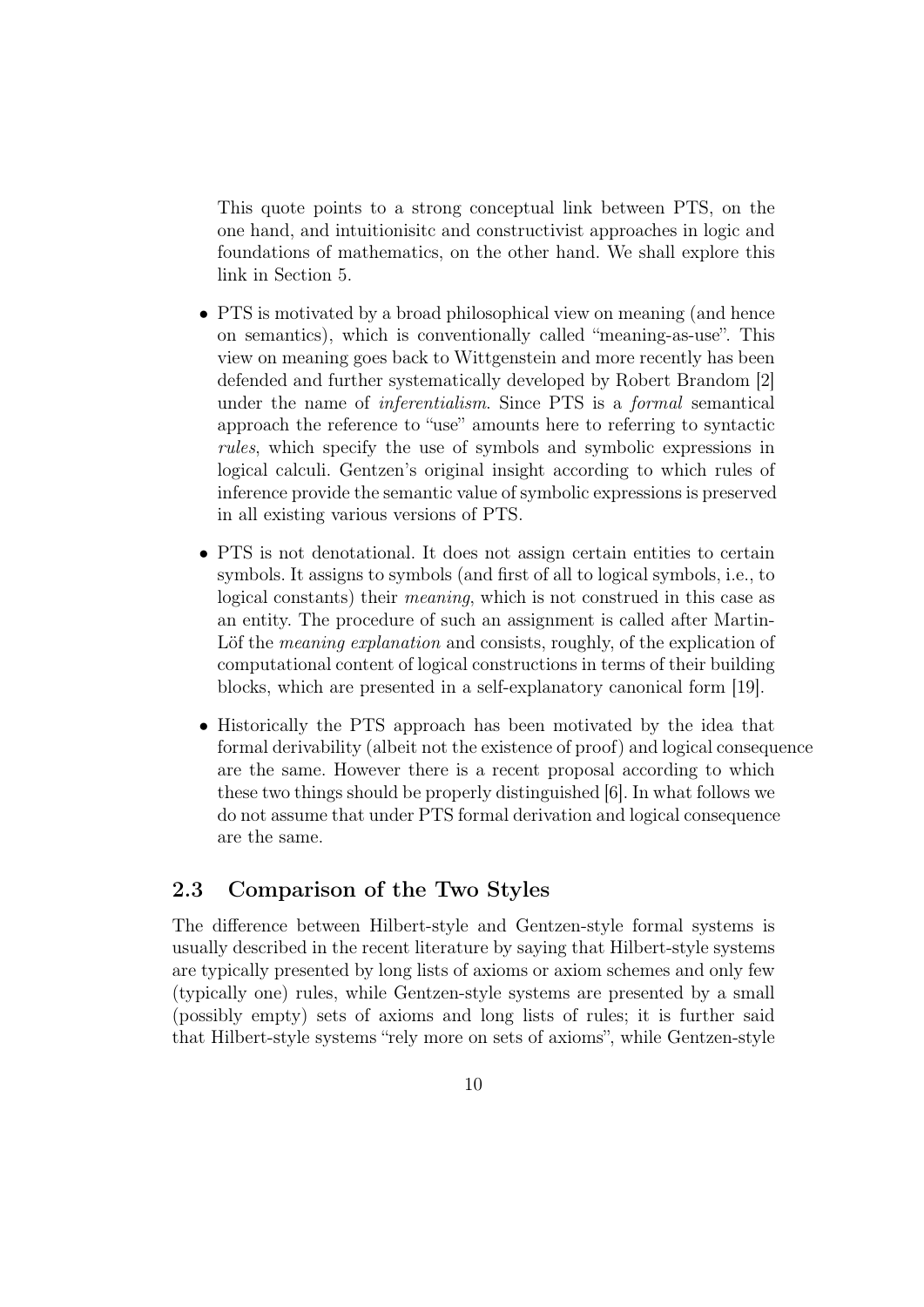This quote points to a strong conceptual link between PTS, on the one hand, and intuitionisitc and constructivist approaches in logic and foundations of mathematics, on the other hand. We shall explore this link in Section 5.

- PTS is motivated by a broad philosophical view on meaning (and hence on semantics), which is conventionally called "meaning-as-use". This view on meaning goes back to Wittgenstein and more recently has been defended and further systematically developed by Robert Brandom [2] under the name of *inferentialism*. Since PTS is a *formal* semantical approach the reference to "use" amounts here to referring to syntactic *rules*, which specify the use of symbols and symbolic expressions in logical calculi. Gentzen's original insight according to which rules of inference provide the semantic value of symbolic expressions is preserved in all existing various versions of PTS.

- PTS is not denotational. It does not assign certain entities to certain symbols. It assigns to symbols (and first of all to logical symbols, i.e., to logical constants) their *meaning*, which is not construed in this case as an entity. The procedure of such an assignment is called after Martin-Löf the *meaning explanation* and consists, roughly, of the explication of computational content of logical constructions in terms of their building blocks, which are presented in a self-explanatory canonical form [19].

- Historically the PTS approach has been motivated by the idea that formal derivability (albeit not the existence of proof) and logical consequence are the same. However there is a recent proposal according to which these two things should be properly distinguished [6]. In what follows we do not assume that under PTS formal derivation and logical consequence are the same.

## 2.3 Comparison of the Two Styles

The difference between Hilbert-style and Gentzen-style formal systems is usually described in the recent literature by saying that Hilbert-style systems are typically presented by long lists of axioms or axiom schemes and only few (typically one) rules, while Gentzen-style systems are presented by a small (possibly empty) sets of axioms and long lists of rules; it is further said that Hilbert-style systems "rely more on sets of axioms", while Gentzen-style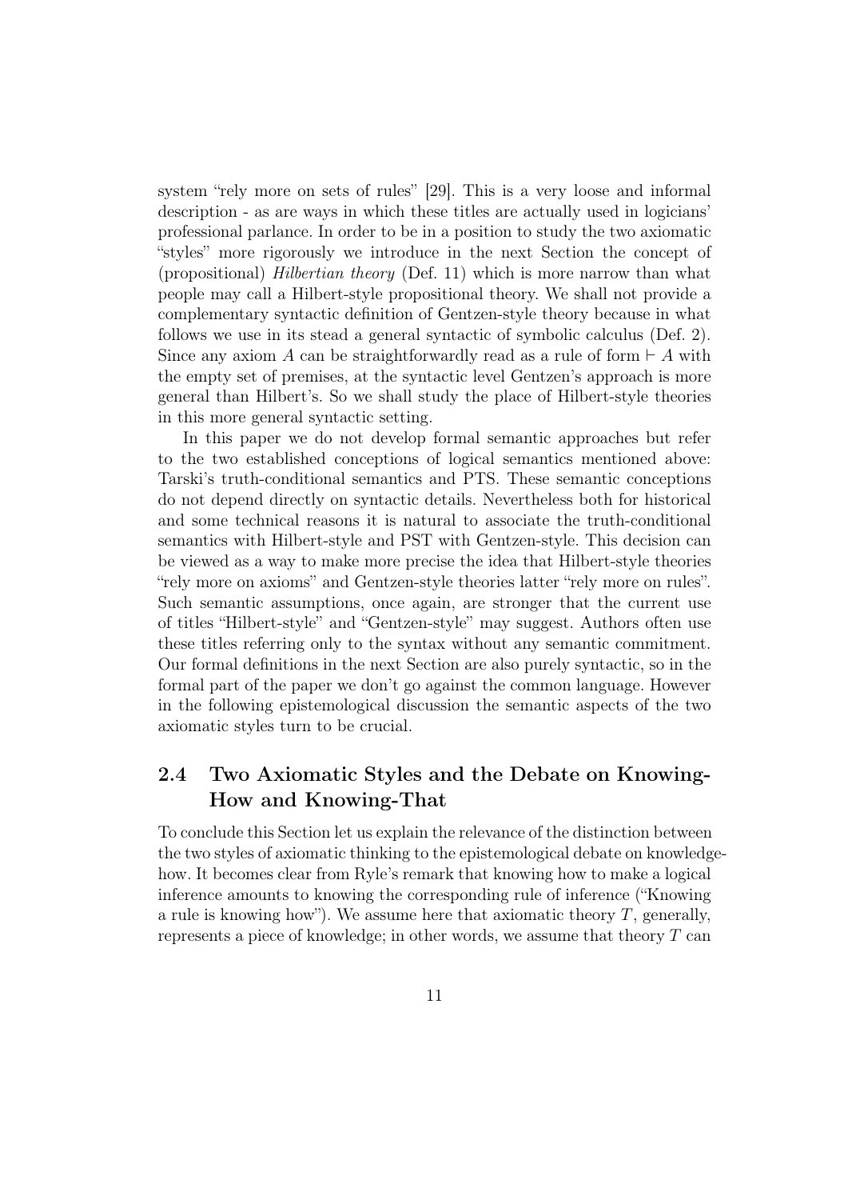system "rely more on sets of rules" [29]. This is a very loose and informal description - as are ways in which these titles are actually used in logicians' professional parlance. In order to be in a position to study the two axiomatic "styles" more rigorously we introduce in the next Section the concept of (propositional) *Hilbertian theory* (Def. 11) which is more narrow than what people may call a Hilbert-style propositional theory. We shall not provide a complementary syntactic definition of Gentzen-style theory because in what follows we use in its stead a general syntactic of symbolic calculus (Def. 2). Since any axiom $A$ can be straightforwardly read as a rule of form $\vdash A$ with the empty set of premises, at the syntactic level Gentzen's approach is more general than Hilbert's. So we shall study the place of Hilbert-style theories in this more general syntactic setting.

In this paper we do not develop formal semantic approaches but refer to the two established conceptions of logical semantics mentioned above: Tarski's truth-conditional semantics and PTS. These semantic conceptions do not depend directly on syntactic details. Nevertheless both for historical and some technical reasons it is natural to associate the truth-conditional semantics with Hilbert-style and PST with Gentzen-style. This decision can be viewed as a way to make more precise the idea that Hilbert-style theories "rely more on axioms" and Gentzen-style theories latter "rely more on rules". Such semantic assumptions, once again, are stronger that the current use of titles "Hilbert-style" and "Gentzen-style" may suggest. Authors often use these titles referring only to the syntax without any semantic commitment. Our formal definitions in the next Section are also purely syntactic, so in the formal part of the paper we don't go against the common language. However in the following epistemological discussion the semantic aspects of the two axiomatic styles turn to be crucial.

## 2.4 Two Axiomatic Styles and the Debate on Knowing-How and Knowing-That

To conclude this Section let us explain the relevance of the distinction between the two styles of axiomatic thinking to the epistemological debate on knowledge-how. It becomes clear from Ryle's remark that knowing how to make a logical inference amounts to knowing the corresponding rule of inference ("Knowing a rule is knowing how"). We assume here that axiomatic theory $T$, generally, represents a piece of knowledge; in other words, we assume that theory $T$ can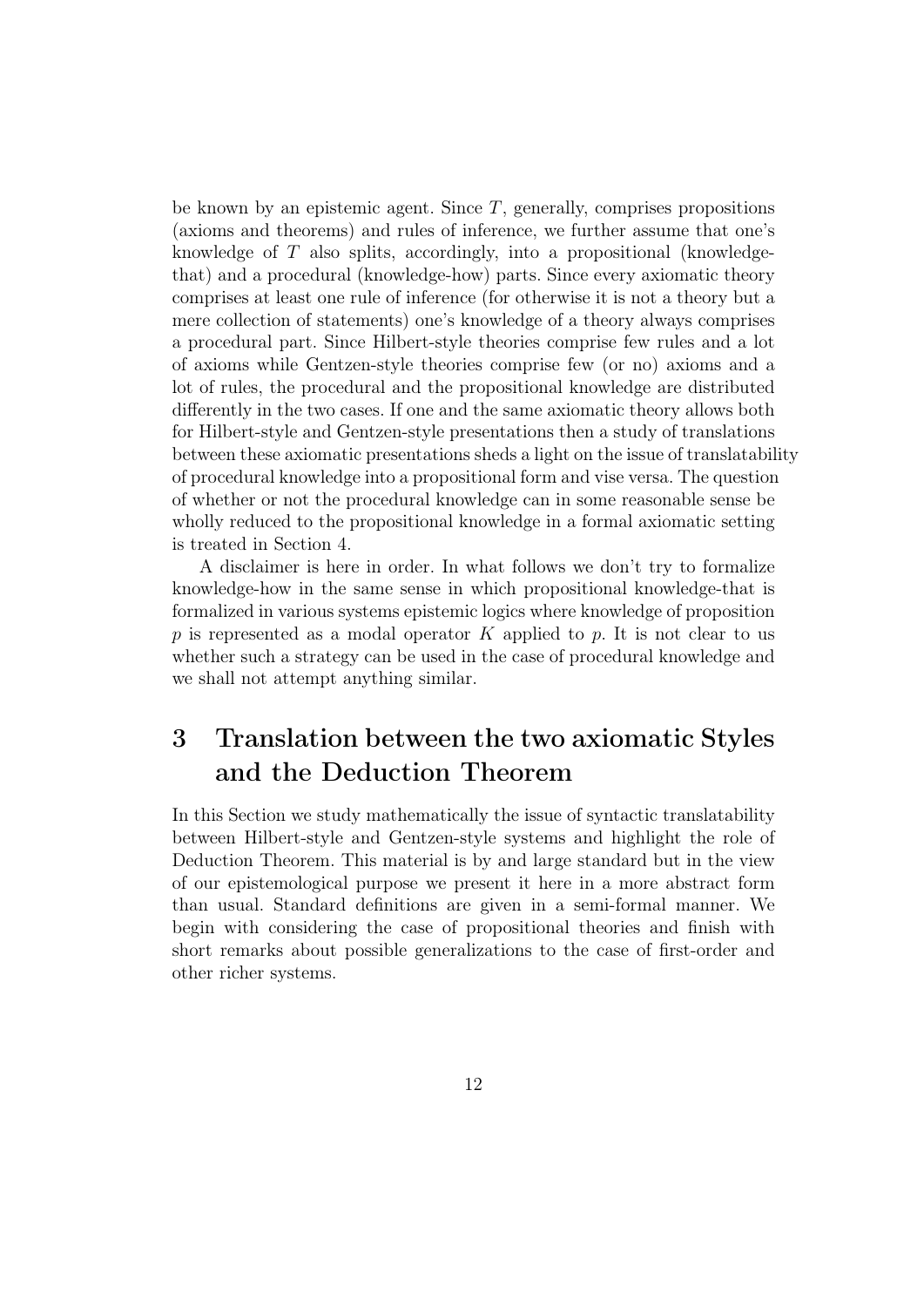be known by an epistemic agent. Since $T$, generally, comprises propositions (axioms and theorems) and rules of inference, we further assume that one's knowledge of $T$ also splits, accordingly, into a propositional (knowledge-that) and a procedural (knowledge-how) parts. Since every axiomatic theory comprises at least one rule of inference (for otherwise it is not a theory but a mere collection of statements) one's knowledge of a theory always comprises a procedural part. Since Hilbert-style theories comprise few rules and a lot of axioms while Gentzen-style theories comprise few (or no) axioms and a lot of rules, the procedural and the propositional knowledge are distributed differently in the two cases. If one and the same axiomatic theory allows both for Hilbert-style and Gentzen-style presentations then a study of translations between these axiomatic presentations sheds a light on the issue of translatability of procedural knowledge into a propositional form and vise versa. The question of whether or not the procedural knowledge can in some reasonable sense be wholly reduced to the propositional knowledge in a formal axiomatic setting is treated in Section 4.

A disclaimer is here in order. In what follows we don't try to formalize knowledge-how in the same sense in which propositional knowledge-that is formalized in various systems epistemic logics where knowledge of proposition $p$ is represented as a modal operator $K$ applied to $p$. It is not clear to us whether such a strategy can be used in the case of procedural knowledge and we shall not attempt anything similar.

# 3 Translation between the two axiomatic Styles and the Deduction Theorem

In this Section we study mathematically the issue of syntactic translatability between Hilbert-style and Gentzen-style systems and highlight the role of Deduction Theorem. This material is by and large standard but in the view of our epistemological purpose we present it here in a more abstract form than usual. Standard definitions are given in a semi-formal manner. We begin with considering the case of propositional theories and finish with short remarks about possible generalizations to the case of first-order and other richer systems.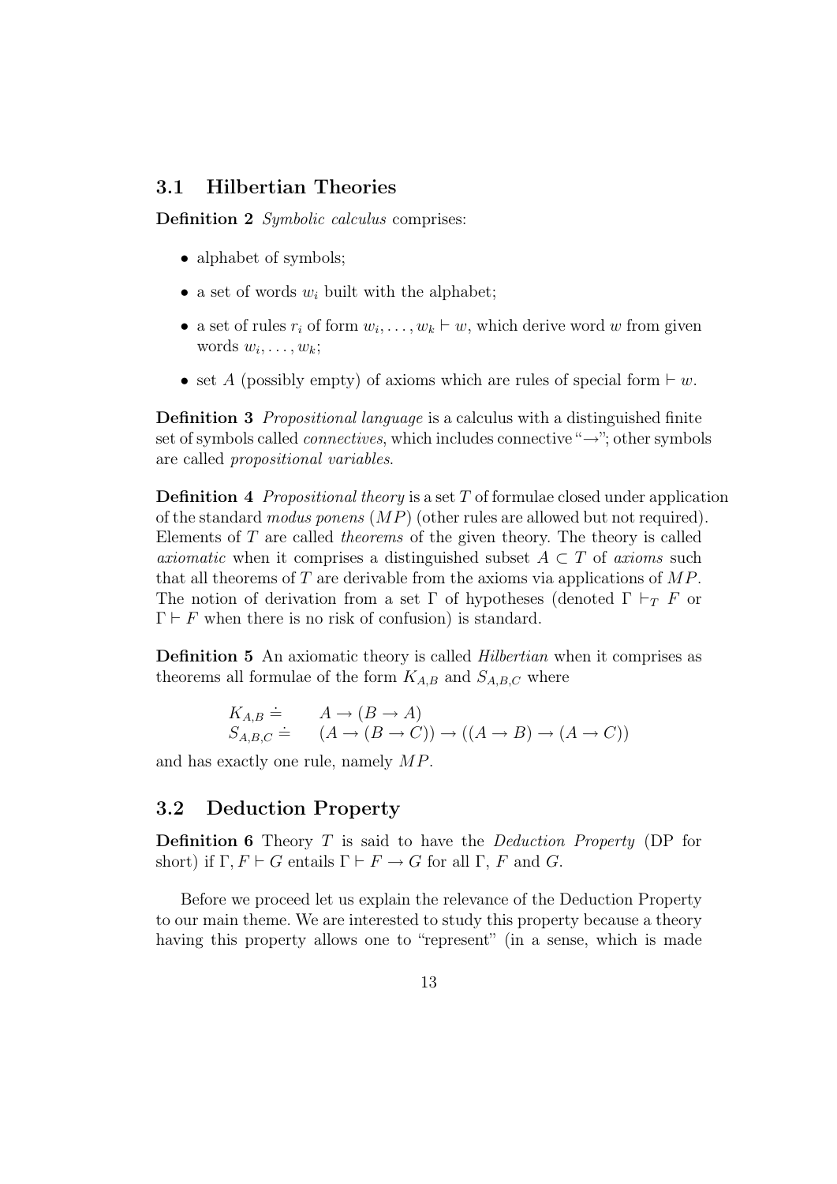### 3.1 Hilbertian Theories

**Definition 2** *Symbolic calculus* comprises:

- alphabet of symbols;
- a set of words $w_i$ built with the alphabet;
- a set of rules $r_i$ of form $w_i, \dots, w_k \vdash w$, which derive word $w$ from given words $w_i, \dots, w_k$;
- set $A$ (possibly empty) of axioms which are rules of special form $\vdash w$.

**Definition 3** *Propositional language* is a calculus with a distinguished finite set of symbols called *connectives*, which includes connective "$\rightarrow$"; other symbols are called *propositional variables*.

**Definition 4** *Propositional theory* is a set $T$ of formulae closed under application of the standard *modus ponens* ($MP$) (other rules are allowed but not required). Elements of $T$ are called *theorems* of the given theory. The theory is called *axiomatic* when it comprises a distinguished subset $A \subset T$ of *axioms* such that all theorems of $T$ are derivable from the axioms via applications of $MP$. The notion of derivation from a set $\Gamma$ of hypotheses (denoted $\Gamma \vdash_T F$ or $\Gamma \vdash F$ when there is no risk of confusion) is standard.

**Definition 5** An axiomatic theory is called *Hilbertian* when it comprises as theorems all formulae of the form $K_{A,B}$ and $S_{A,B,C}$ where

$$
\begin{aligned}
K_{A,B} &\doteq \quad A \rightarrow (B \rightarrow A) \\
S_{A,B,C} &\doteq \quad (A \rightarrow (B \rightarrow C)) \rightarrow ((A \rightarrow B) \rightarrow (A \rightarrow C))
\end{aligned}
$$

and has exactly one rule, namely $MP$.

### 3.2 Deduction Property

**Definition 6** Theory $T$ is said to have the *Deduction Property* (DP for short) if $\Gamma, F \vdash G$ entails $\Gamma \vdash F \rightarrow G$ for all $\Gamma$, $F$ and $G$.

Before we proceed let us explain the relevance of the Deduction Property to our main theme. We are interested to study this property because a theory having this property allows one to "represent" (in a sense, which is made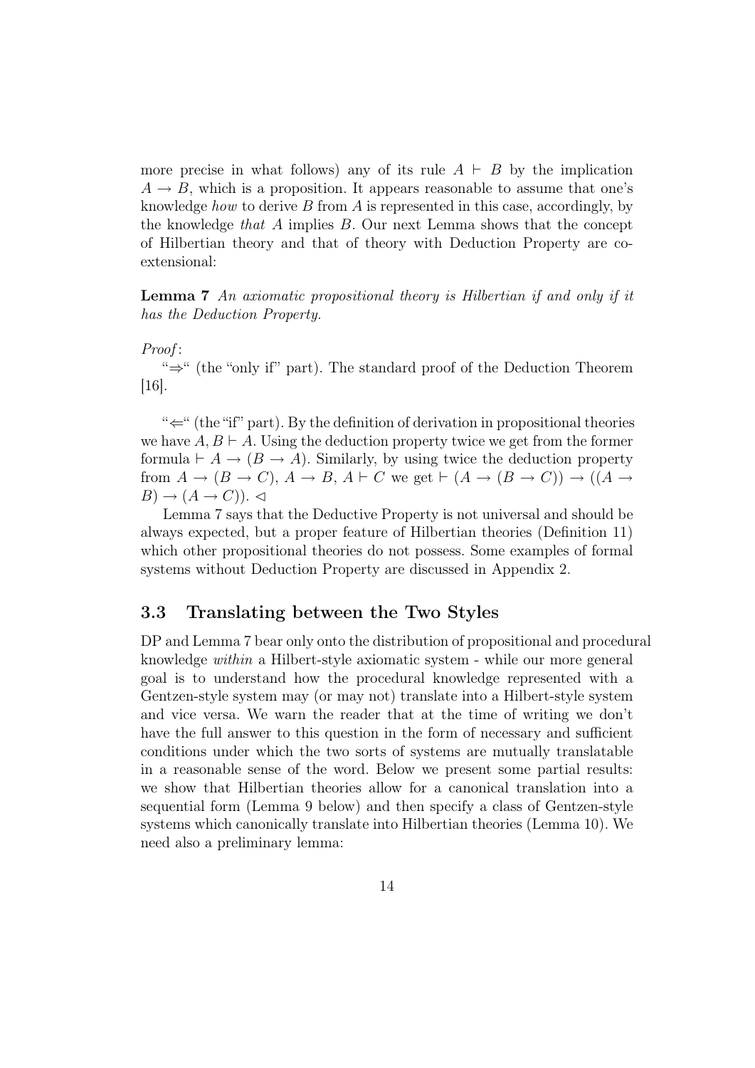more precise in what follows) any of its rule $A \vdash B$ by the implication $A \rightarrow B$, which is a proposition. It appears reasonable to assume that one's knowledge *how* to derive $B$ from $A$ is represented in this case, accordingly, by the knowledge *that* $A$ implies $B$. Our next Lemma shows that the concept of Hilbertian theory and that of theory with Deduction Property are co-extensional:

**Lemma 7** *An axiomatic propositional theory is Hilbertian if and only if it has the Deduction Property.*

*Proof*:

"$\Rightarrow$" (the "only if" part). The standard proof of the Deduction Theorem [16].

"$\Leftarrow$" (the "if" part). By the definition of derivation in propositional theories we have $A, B \vdash A$. Using the deduction property twice we get from the former formula $\vdash A \rightarrow (B \rightarrow A)$. Similarly, by using twice the deduction property from $A \rightarrow (B \rightarrow C)$, $A \rightarrow B$, $A \vdash C$ we get $\vdash (A \rightarrow (B \rightarrow C)) \rightarrow ((A \rightarrow B) \rightarrow (A \rightarrow C))$. $\lhd$

Lemma 7 says that the Deductive Property is not universal and should be always expected, but a proper feature of Hilbertian theories (Definition 11) which other propositional theories do not possess. Some examples of formal systems without Deduction Property are discussed in Appendix 2.

### 3.3 Translating between the Two Styles

DP and Lemma 7 bear only onto the distribution of propositional and procedural knowledge *within* a Hilbert-style axiomatic system - while our more general goal is to understand how the procedural knowledge represented with a Gentzen-style system may (or may not) translate into a Hilbert-style system and vice versa. We warn the reader that at the time of writing we don't have the full answer to this question in the form of necessary and sufficient conditions under which the two sorts of systems are mutually translatable in a reasonable sense of the word. Below we present some partial results: we show that Hilbertian theories allow for a canonical translation into a sequential form (Lemma 9 below) and then specify a class of Gentzen-style systems which canonically translate into Hilbertian theories (Lemma 10). We need also a preliminary lemma: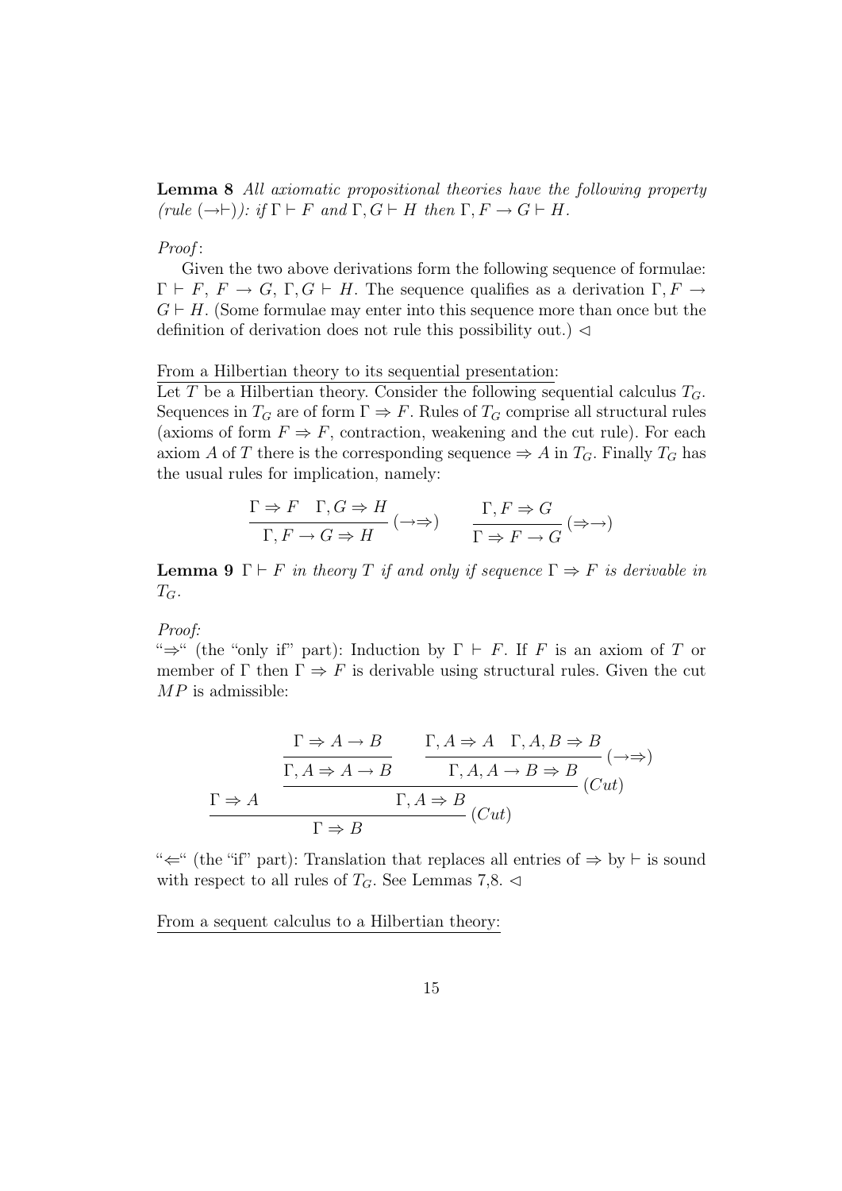**Lemma 8** *All axiomatic propositional theories have the following property (rule $(\to\vdash)$): if $\Gamma \vdash F$ and $\Gamma, G \vdash H$ then $\Gamma, F \to G \vdash H$.*

*Proof*:

Given the two above derivations form the following sequence of formulae: $\Gamma \vdash F$, $F \to G$, $\Gamma, G \vdash H$. The sequence qualifies as a derivation $\Gamma, F \to G \vdash H$. (Some formulae may enter into this sequence more than once but the definition of derivation does not rule this possibility out.) $\lhd$

<u>From a Hilbertian theory to its sequential presentation</u>:

Let $T$ be a Hilbertian theory. Consider the following sequential calculus $T_G$. Sequences in $T_G$ are of form $\Gamma \Rightarrow F$. Rules of $T_G$ comprise all structural rules (axioms of form $F \Rightarrow F$, contraction, weakening and the cut rule). For each axiom $A$ of $T$ there is the corresponding sequence $\Rightarrow A$ in $T_G$. Finally $T_G$ has the usual rules for implication, namely:

$$\frac{\Gamma \Rightarrow F \quad \Gamma, G \Rightarrow H}{\Gamma, F \to G \Rightarrow H}\,(\to\Rightarrow) \qquad \frac{\Gamma, F \Rightarrow G}{\Gamma \Rightarrow F \to G}\,(\Rightarrow\to)$$

**Lemma 9** *$\Gamma \vdash F$ in theory $T$ if and only if sequence $\Gamma \Rightarrow F$ is derivable in $T_G$.*

*Proof:*

"$\Rightarrow$" (the "only if" part): Induction by $\Gamma \vdash F$. If $F$ is an axiom of $T$ or member of $\Gamma$ then $\Gamma \Rightarrow F$ is derivable using structural rules. Given the cut $MP$ is admissible:

$$\frac{\Gamma \Rightarrow A \qquad \dfrac{\dfrac{\Gamma \Rightarrow A \to B}{\Gamma, A \Rightarrow A \to B} \qquad \dfrac{\Gamma, A \Rightarrow A \quad \Gamma, A, B \Rightarrow B}{\Gamma, A, A \to B \Rightarrow B}\,(\to\Rightarrow)}{\Gamma, A \Rightarrow B}\,(Cut)}{\Gamma \Rightarrow B}\,(Cut)$$

"$\Leftarrow$" (the "if" part): Translation that replaces all entries of $\Rightarrow$ by $\vdash$ is sound with respect to all rules of $T_G$. See Lemmas 7,8. $\lhd$

<u>From a sequent calculus to a Hilbertian theory:</u>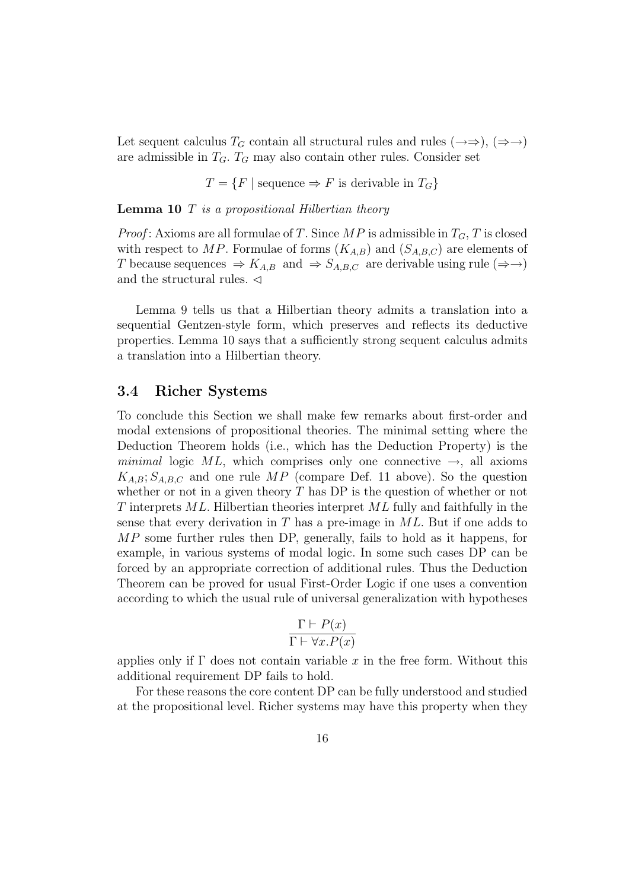Let sequent calculus $T_G$ contain all structural rules and rules $(\rightarrow\Rightarrow)$, $(\Rightarrow\rightarrow)$ are admissible in $T_G$. $T_G$ may also contain other rules. Consider set

$$T = \{F \mid \text{sequence} \Rightarrow F \text{ is derivable in } T_G\}$$

**Lemma 10** *$T$ is a propositional Hilbertian theory*

*Proof*: Axioms are all formulae of $T$. Since $MP$ is admissible in $T_G$, $T$ is closed with respect to $MP$. Formulae of forms $(K_{A,B})$ and $(S_{A,B,C})$ are elements of $T$ because sequences $\Rightarrow K_{A,B}$ and $\Rightarrow S_{A,B,C}$ are derivable using rule $(\Rightarrow\rightarrow)$ and the structural rules. $\lhd$

Lemma 9 tells us that a Hilbertian theory admits a translation into a sequential Gentzen-style form, which preserves and reflects its deductive properties. Lemma 10 says that a sufficiently strong sequent calculus admits a translation into a Hilbertian theory.

### 3.4 Richer Systems

To conclude this Section we shall make few remarks about first-order and modal extensions of propositional theories. The minimal setting where the Deduction Theorem holds (i.e., which has the Deduction Property) is the *minimal* logic $ML$, which comprises only one connective $\rightarrow$, all axioms $K_{A,B}; S_{A,B,C}$ and one rule $MP$ (compare Def. 11 above). So the question whether or not in a given theory $T$ has DP is the question of whether or not $T$ interprets $ML$. Hilbertian theories interpret $ML$ fully and faithfully in the sense that every derivation in $T$ has a pre-image in $ML$. But if one adds to $MP$ some further rules then DP, generally, fails to hold as it happens, for example, in various systems of modal logic. In some such cases DP can be forced by an appropriate correction of additional rules. Thus the Deduction Theorem can be proved for usual First-Order Logic if one uses a convention according to which the usual rule of universal generalization with hypotheses

$$\frac{\Gamma \vdash P(x)}{\Gamma \vdash \forall x.P(x)}$$

applies only if $\Gamma$ does not contain variable $x$ in the free form. Without this additional requirement DP fails to hold.

For these reasons the core content DP can be fully understood and studied at the propositional level. Richer systems may have this property when they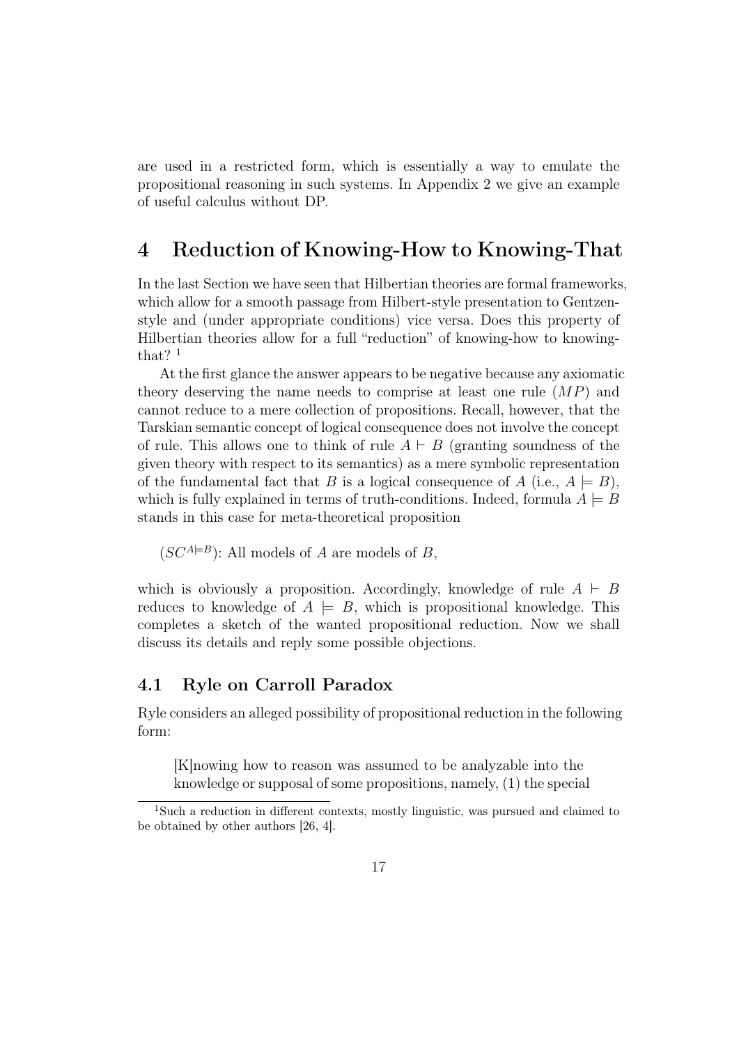are used in a restricted form, which is essentially a way to emulate the propositional reasoning in such systems. In Appendix 2 we give an example of useful calculus without DP.

# 4 Reduction of Knowing-How to Knowing-That

In the last Section we have seen that Hilbertian theories are formal frameworks, which allow for a smooth passage from Hilbert-style presentation to Gentzen-style and (under appropriate conditions) vice versa. Does this property of Hilbertian theories allow for a full "reduction" of knowing-how to knowing-that? [1]

At the first glance the answer appears to be negative because any axiomatic theory deserving the name needs to comprise at least one rule ($MP$) and cannot reduce to a mere collection of propositions. Recall, however, that the Tarskian semantic concept of logical consequence does not involve the concept of rule. This allows one to think of rule $A \vdash B$ (granting soundness of the given theory with respect to its semantics) as a mere symbolic representation of the fundamental fact that $B$ is a logical consequence of $A$ (i.e., $A \models B$), which is fully explained in terms of truth-conditions. Indeed, formula $A \models B$ stands in this case for meta-theoretical proposition

($SC^{A \models B}$): All models of $A$ are models of $B$,

which is obviously a proposition. Accordingly, knowledge of rule $A \vdash B$ reduces to knowledge of $A \models B$, which is propositional knowledge. This completes a sketch of the wanted propositional reduction. Now we shall discuss its details and reply some possible objections.

## 4.1 Ryle on Carroll Paradox

Ryle considers an alleged possibility of propositional reduction in the following form:

> [K]nowing how to reason was assumed to be analyzable into the knowledge or supposal of some propositions, namely, (1) the special

[1] Such a reduction in different contexts, mostly linguistic, was pursued and claimed to be obtained by other authors [26, 4].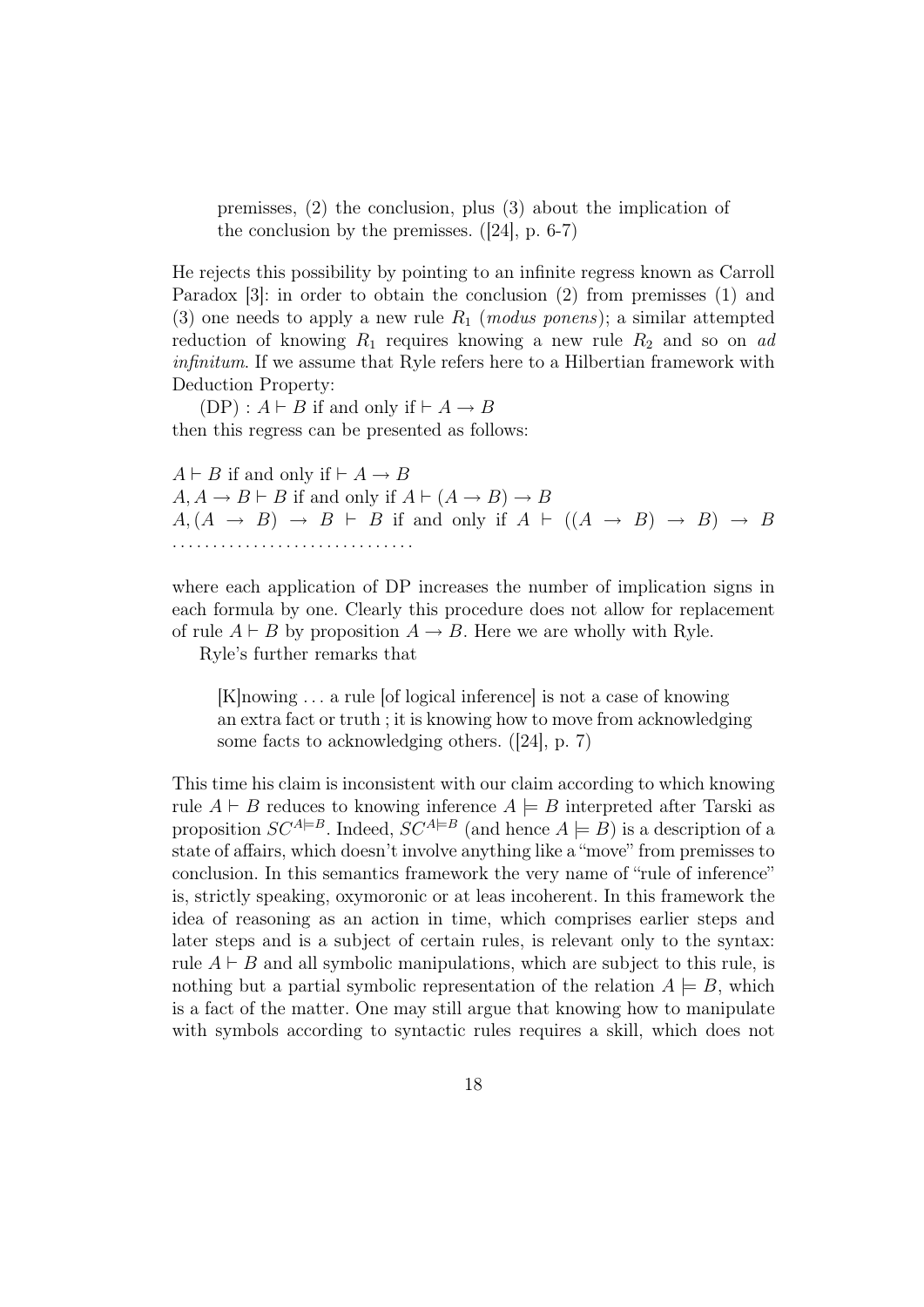> premisses, (2) the conclusion, plus (3) about the implication of the conclusion by the premisses. ([24], p. 6-7)

He rejects this possibility by pointing to an infinite regress known as Carroll Paradox [3]: in order to obtain the conclusion (2) from premisses (1) and (3) one needs to apply a new rule $R_1$ (*modus ponens*); a similar attempted reduction of knowing $R_1$ requires knowing a new rule $R_2$ and so on *ad infinitum*. If we assume that Ryle refers here to a Hilbertian framework with Deduction Property:

(DP) : $A \vdash B$ if and only if $\vdash A \to B$
then this regress can be presented as follows:

$A \vdash B$ if and only if $\vdash A \to B$
$A, A \to B \vdash B$ if and only if $A \vdash (A \to B) \to B$
$A, (A \to B) \to B \vdash B$ if and only if $A \vdash ((A \to B) \to B) \to B$
...............................

where each application of DP increases the number of implication signs in each formula by one. Clearly this procedure does not allow for replacement of rule $A \vdash B$ by proposition $A \to B$. Here we are wholly with Ryle.

Ryle's further remarks that

> [K]nowing ... a rule [of logical inference] is not a case of knowing an extra fact or truth ; it is knowing how to move from acknowledging some facts to acknowledging others. ([24], p. 7)

This time his claim is inconsistent with our claim according to which knowing rule $A \vdash B$ reduces to knowing inference $A \models B$ interpreted after Tarski as proposition $SC^{A \models B}$. Indeed, $SC^{A \models B}$ (and hence $A \models B$) is a description of a state of affairs, which doesn't involve anything like a "move" from premisses to conclusion. In this semantics framework the very name of "rule of inference" is, strictly speaking, oxymoronic or at leas incoherent. In this framework the idea of reasoning as an action in time, which comprises earlier steps and later steps and is a subject of certain rules, is relevant only to the syntax: rule $A \vdash B$ and all symbolic manipulations, which are subject to this rule, is nothing but a partial symbolic representation of the relation $A \models B$, which is a fact of the matter. One may still argue that knowing how to manipulate with symbols according to syntactic rules requires a skill, which does not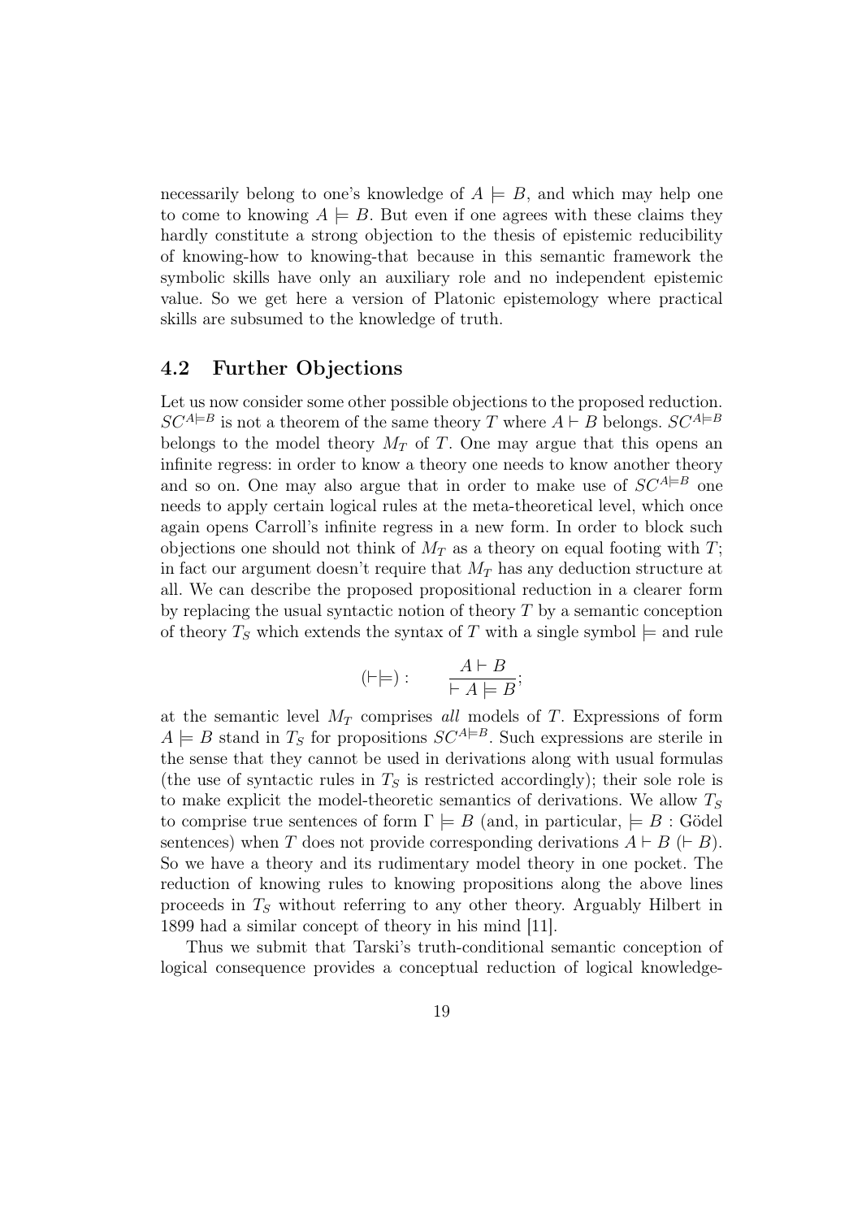necessarily belong to one's knowledge of $A \models B$, and which may help one to come to knowing $A \models B$. But even if one agrees with these claims they hardly constitute a strong objection to the thesis of epistemic reducibility of knowing-how to knowing-that because in this semantic framework the symbolic skills have only an auxiliary role and no independent epistemic value. So we get here a version of Platonic epistemology where practical skills are subsumed to the knowledge of truth.

## 4.2 Further Objections

Let us now consider some other possible objections to the proposed reduction. $SC^{A \models B}$ is not a theorem of the same theory $T$ where $A \vdash B$ belongs. $SC^{A \models B}$ belongs to the model theory $M_T$ of $T$. One may argue that this opens an infinite regress: in order to know a theory one needs to know another theory and so on. One may also argue that in order to make use of $SC^{A \models B}$ one needs to apply certain logical rules at the meta-theoretical level, which once again opens Carroll's infinite regress in a new form. In order to block such objections one should not think of $M_T$ as a theory on equal footing with $T$; in fact our argument doesn't require that $M_T$ has any deduction structure at all. We can describe the proposed propositional reduction in a clearer form by replacing the usual syntactic notion of theory $T$ by a semantic conception of theory $T_S$ which extends the syntax of $T$ with a single symbol $\models$ and rule

$$(\vdash \models) : \qquad \frac{A \vdash B}{\vdash A \models B};$$

at the semantic level $M_T$ comprises *all* models of $T$. Expressions of form $A \models B$ stand in $T_S$ for propositions $SC^{A \models B}$. Such expressions are sterile in the sense that they cannot be used in derivations along with usual formulas (the use of syntactic rules in $T_S$ is restricted accordingly); their sole role is to make explicit the model-theoretic semantics of derivations. We allow $T_S$ to comprise true sentences of form $\Gamma \models B$ (and, in particular, $\models B$ : Gödel sentences) when $T$ does not provide corresponding derivations $A \vdash B$ ($\vdash B$). So we have a theory and its rudimentary model theory in one pocket. The reduction of knowing rules to knowing propositions along the above lines proceeds in $T_S$ without referring to any other theory. Arguably Hilbert in 1899 had a similar concept of theory in his mind [11].

Thus we submit that Tarski's truth-conditional semantic conception of logical consequence provides a conceptual reduction of logical knowledge-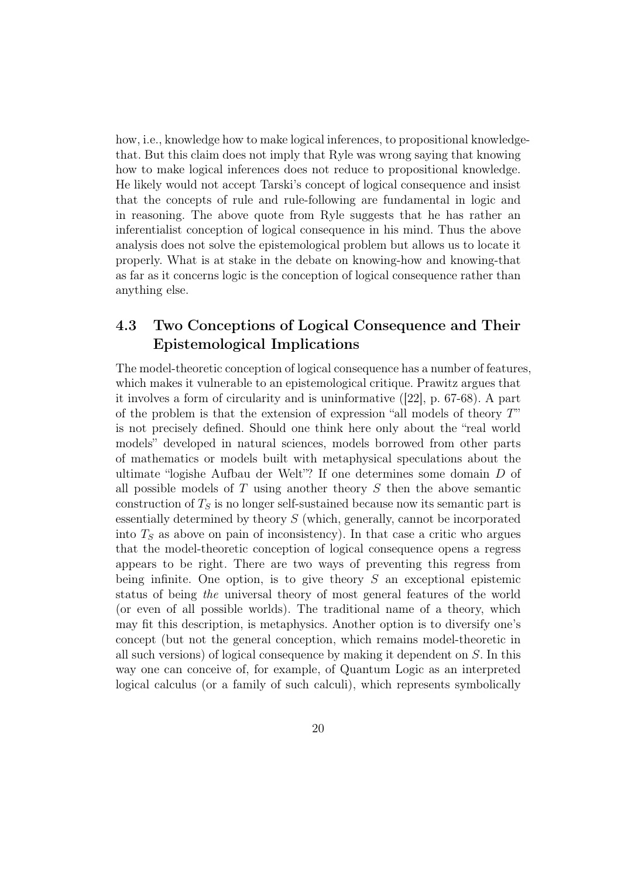how, i.e., knowledge how to make logical inferences, to propositional knowledge-that. But this claim does not imply that Ryle was wrong saying that knowing how to make logical inferences does not reduce to propositional knowledge. He likely would not accept Tarski's concept of logical consequence and insist that the concepts of rule and rule-following are fundamental in logic and in reasoning. The above quote from Ryle suggests that he has rather an inferentialist conception of logical consequence in his mind. Thus the above analysis does not solve the epistemological problem but allows us to locate it properly. What is at stake in the debate on knowing-how and knowing-that as far as it concerns logic is the conception of logical consequence rather than anything else.

## 4.3 Two Conceptions of Logical Consequence and Their Epistemological Implications

The model-theoretic conception of logical consequence has a number of features, which makes it vulnerable to an epistemological critique. Prawitz argues that it involves a form of circularity and is uninformative ([22], p. 67-68). A part of the problem is that the extension of expression "all models of theory $T$" is not precisely defined. Should one think here only about the "real world models" developed in natural sciences, models borrowed from other parts of mathematics or models built with metaphysical speculations about the ultimate "logishe Aufbau der Welt"? If one determines some domain $D$ of all possible models of $T$ using another theory $S$ then the above semantic construction of $T_S$ is no longer self-sustained because now its semantic part is essentially determined by theory $S$ (which, generally, cannot be incorporated into $T_S$ as above on pain of inconsistency). In that case a critic who argues that the model-theoretic conception of logical consequence opens a regress appears to be right. There are two ways of preventing this regress from being infinite. One option, is to give theory $S$ an exceptional epistemic status of being *the* universal theory of most general features of the world (or even of all possible worlds). The traditional name of a theory, which may fit this description, is metaphysics. Another option is to diversify one's concept (but not the general conception, which remains model-theoretic in all such versions) of logical consequence by making it dependent on $S$. In this way one can conceive of, for example, of Quantum Logic as an interpreted logical calculus (or a family of such calculi), which represents symbolically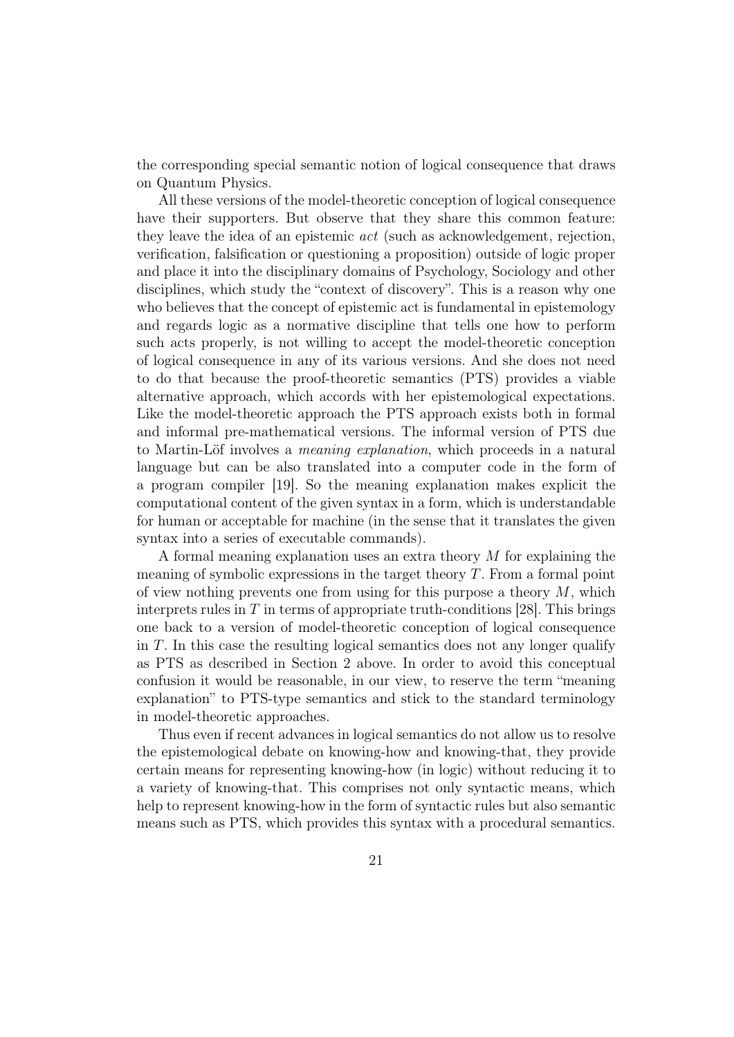the corresponding special semantic notion of logical consequence that draws on Quantum Physics.

All these versions of the model-theoretic conception of logical consequence have their supporters. But observe that they share this common feature: they leave the idea of an epistemic *act* (such as acknowledgement, rejection, verification, falsification or questioning a proposition) outside of logic proper and place it into the disciplinary domains of Psychology, Sociology and other disciplines, which study the "context of discovery". This is a reason why one who believes that the concept of epistemic act is fundamental in epistemology and regards logic as a normative discipline that tells one how to perform such acts properly, is not willing to accept the model-theoretic conception of logical consequence in any of its various versions. And she does not need to do that because the proof-theoretic semantics (PTS) provides a viable alternative approach, which accords with her epistemological expectations. Like the model-theoretic approach the PTS approach exists both in formal and informal pre-mathematical versions. The informal version of PTS due to Martin-Löf involves a *meaning explanation*, which proceeds in a natural language but can be also translated into a computer code in the form of a program compiler [19]. So the meaning explanation makes explicit the computational content of the given syntax in a form, which is understandable for human or acceptable for machine (in the sense that it translates the given syntax into a series of executable commands).

A formal meaning explanation uses an extra theory $M$ for explaining the meaning of symbolic expressions in the target theory $T$. From a formal point of view nothing prevents one from using for this purpose a theory $M$, which interprets rules in $T$ in terms of appropriate truth-conditions [28]. This brings one back to a version of model-theoretic conception of logical consequence in $T$. In this case the resulting logical semantics does not any longer qualify as PTS as described in Section 2 above. In order to avoid this conceptual confusion it would be reasonable, in our view, to reserve the term "meaning explanation" to PTS-type semantics and stick to the standard terminology in model-theoretic approaches.

Thus even if recent advances in logical semantics do not allow us to resolve the epistemological debate on knowing-how and knowing-that, they provide certain means for representing knowing-how (in logic) without reducing it to a variety of knowing-that. This comprises not only syntactic means, which help to represent knowing-how in the form of syntactic rules but also semantic means such as PTS, which provides this syntax with a procedural semantics.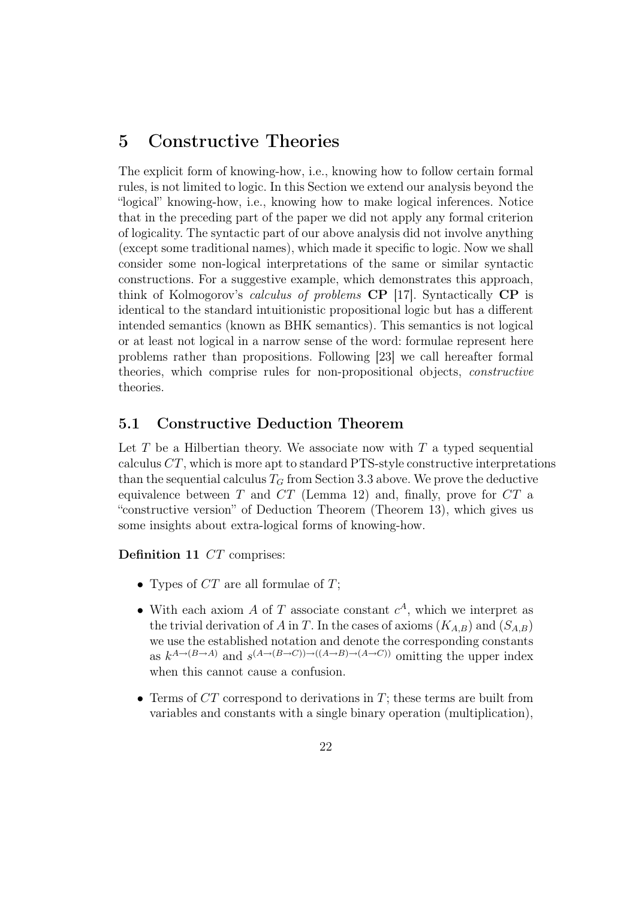# 5 Constructive Theories

The explicit form of knowing-how, i.e., knowing how to follow certain formal rules, is not limited to logic. In this Section we extend our analysis beyond the "logical" knowing-how, i.e., knowing how to make logical inferences. Notice that in the preceding part of the paper we did not apply any formal criterion of logicality. The syntactic part of our above analysis did not involve anything (except some traditional names), which made it specific to logic. Now we shall consider some non-logical interpretations of the same or similar syntactic constructions. For a suggestive example, which demonstrates this approach, think of Kolmogorov's *calculus of problems* **CP** [17]. Syntactically **CP** is identical to the standard intuitionistic propositional logic but has a different intended semantics (known as BHK semantics). This semantics is not logical or at least not logical in a narrow sense of the word: formulae represent here problems rather than propositions. Following [23] we call hereafter formal theories, which comprise rules for non-propositional objects, *constructive* theories.

## 5.1 Constructive Deduction Theorem

Let $T$ be a Hilbertian theory. We associate now with $T$ a typed sequential calculus $CT$, which is more apt to standard PTS-style constructive interpretations than the sequential calculus $T_G$ from Section 3.3 above. We prove the deductive equivalence between $T$ and $CT$ (Lemma 12) and, finally, prove for $CT$ a "constructive version" of Deduction Theorem (Theorem 13), which gives us some insights about extra-logical forms of knowing-how.

**Definition 11** $CT$ comprises:

- Types of $CT$ are all formulae of $T$;
- With each axiom $A$ of $T$ associate constant $c^A$, which we interpret as the trivial derivation of $A$ in $T$. In the cases of axioms $(K_{A,B})$ and $(S_{A,B})$ we use the established notation and denote the corresponding constants as $k^{A\to(B\to A)}$ and $s^{(A\to(B\to C))\to((A\to B)\to(A\to C))}$ omitting the upper index when this cannot cause a confusion.
- Terms of $CT$ correspond to derivations in $T$; these terms are built from variables and constants with a single binary operation (multiplication),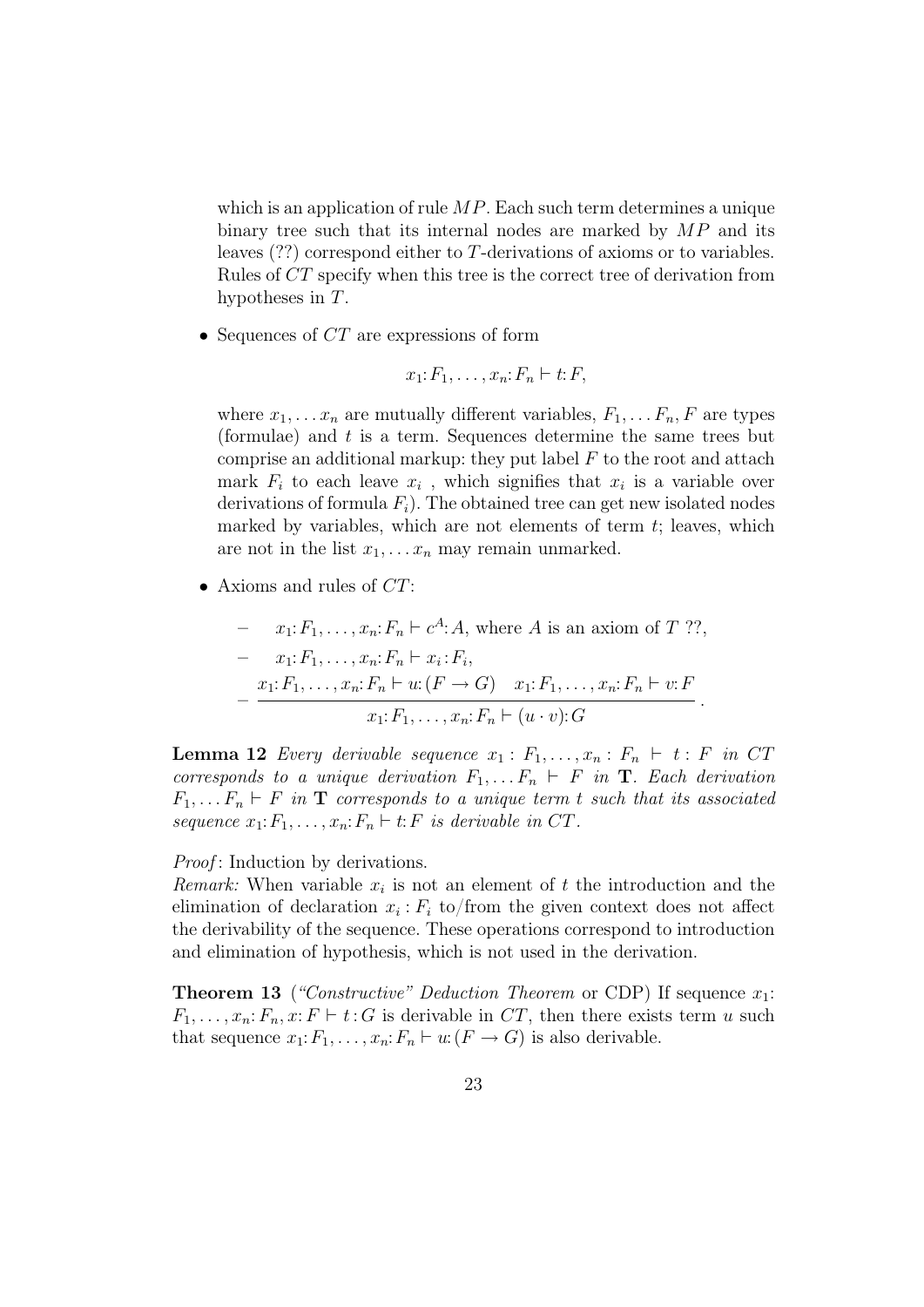which is an application of rule $MP$. Each such term determines a unique binary tree such that its internal nodes are marked by $MP$ and its leaves (??) correspond either to $T$-derivations of axioms or to variables. Rules of $CT$ specify when this tree is the correct tree of derivation from hypotheses in $T$.

- Sequences of $CT$ are expressions of form

  $$x_1{:}\,F_1, \ldots, x_n{:}\,F_n \vdash t{:}\,F,$$

  where $x_1, \ldots x_n$ are mutually different variables, $F_1, \ldots F_n, F$ are types (formulae) and $t$ is a term. Sequences determine the same trees but comprise an additional markup: they put label $F$ to the root and attach mark $F_i$ to each leave $x_i$ , which signifies that $x_i$ is a variable over derivations of formula $F_i$). The obtained tree can get new isolated nodes marked by variables, which are not elements of term $t$; leaves, which are not in the list $x_1, \ldots x_n$ may remain unmarked.

- Axioms and rules of $CT$:

  – $x_1{:}\,F_1, \ldots, x_n{:}\,F_n \vdash c^A{:}\,A$, where $A$ is an axiom of $T$ ??,

  – $x_1{:}\,F_1, \ldots, x_n{:}\,F_n \vdash x_i : F_i$,

  – $$\frac{x_1{:}\,F_1, \ldots, x_n{:}\,F_n \vdash u{:}\,(F \to G) \quad x_1{:}\,F_1, \ldots, x_n{:}\,F_n \vdash v{:}\,F}{x_1{:}\,F_1, \ldots, x_n{:}\,F_n \vdash (u \cdot v){:}\,G}.$$

**Lemma 12** *Every derivable sequence $x_1 : F_1, \ldots, x_n : F_n \vdash t : F$ in $CT$ corresponds to a unique derivation $F_1, \ldots F_n \vdash F$ in $\mathbf{T}$. Each derivation $F_1, \ldots F_n \vdash F$ in $\mathbf{T}$ corresponds to a unique term $t$ such that its associated sequence $x_1{:}\,F_1, \ldots, x_n{:}\,F_n \vdash t{:}\,F$ is derivable in $CT$.*

*Proof*: Induction by derivations.

*Remark:* When variable $x_i$ is not an element of $t$ the introduction and the elimination of declaration $x_i : F_i$ to/from the given context does not affect the derivability of the sequence. These operations correspond to introduction and elimination of hypothesis, which is not used in the derivation.

**Theorem 13** (*"Constructive" Deduction Theorem* or CDP) If sequence $x_1{:}\,F_1, \ldots, x_n{:}\,F_n, x{:}\,F \vdash t : G$ is derivable in $CT$, then there exists term $u$ such that sequence $x_1{:}\,F_1, \ldots, x_n{:}\,F_n \vdash u{:}\,(F \to G)$ is also derivable.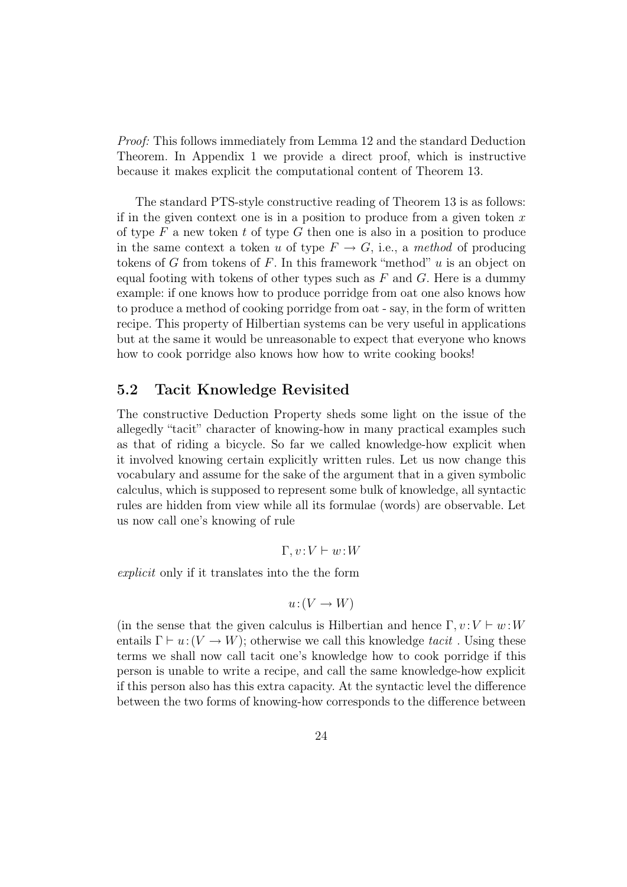*Proof:* This follows immediately from Lemma 12 and the standard Deduction Theorem. In Appendix 1 we provide a direct proof, which is instructive because it makes explicit the computational content of Theorem 13.

The standard PTS-style constructive reading of Theorem 13 is as follows: if in the given context one is in a position to produce from a given token $x$ of type $F$ a new token $t$ of type $G$ then one is also in a position to produce in the same context a token $u$ of type $F \to G$, i.e., a *method* of producing tokens of $G$ from tokens of $F$. In this framework "method" $u$ is an object on equal footing with tokens of other types such as $F$ and $G$. Here is a dummy example: if one knows how to produce porridge from oat one also knows how to produce a method of cooking porridge from oat - say, in the form of written recipe. This property of Hilbertian systems can be very useful in applications but at the same it would be unreasonable to expect that everyone who knows how to cook porridge also knows how how to write cooking books!

## 5.2 Tacit Knowledge Revisited

The constructive Deduction Property sheds some light on the issue of the allegedly "tacit" character of knowing-how in many practical examples such as that of riding a bicycle. So far we called knowledge-how explicit when it involved knowing certain explicitly written rules. Let us now change this vocabulary and assume for the sake of the argument that in a given symbolic calculus, which is supposed to represent some bulk of knowledge, all syntactic rules are hidden from view while all its formulae (words) are observable. Let us now call one's knowing of rule

$$\Gamma, v\!:\!V \vdash w\!:\!W$$

*explicit* only if it translates into the the form

$$u\!:\!(V \to W)$$

(in the sense that the given calculus is Hilbertian and hence $\Gamma, v\!:\!V \vdash w\!:\!W$ entails $\Gamma \vdash u\!:\!(V \to W)$; otherwise we call this knowledge *tacit* . Using these terms we shall now call tacit one's knowledge how to cook porridge if this person is unable to write a recipe, and call the same knowledge-how explicit if this person also has this extra capacity. At the syntactic level the difference between the two forms of knowing-how corresponds to the difference between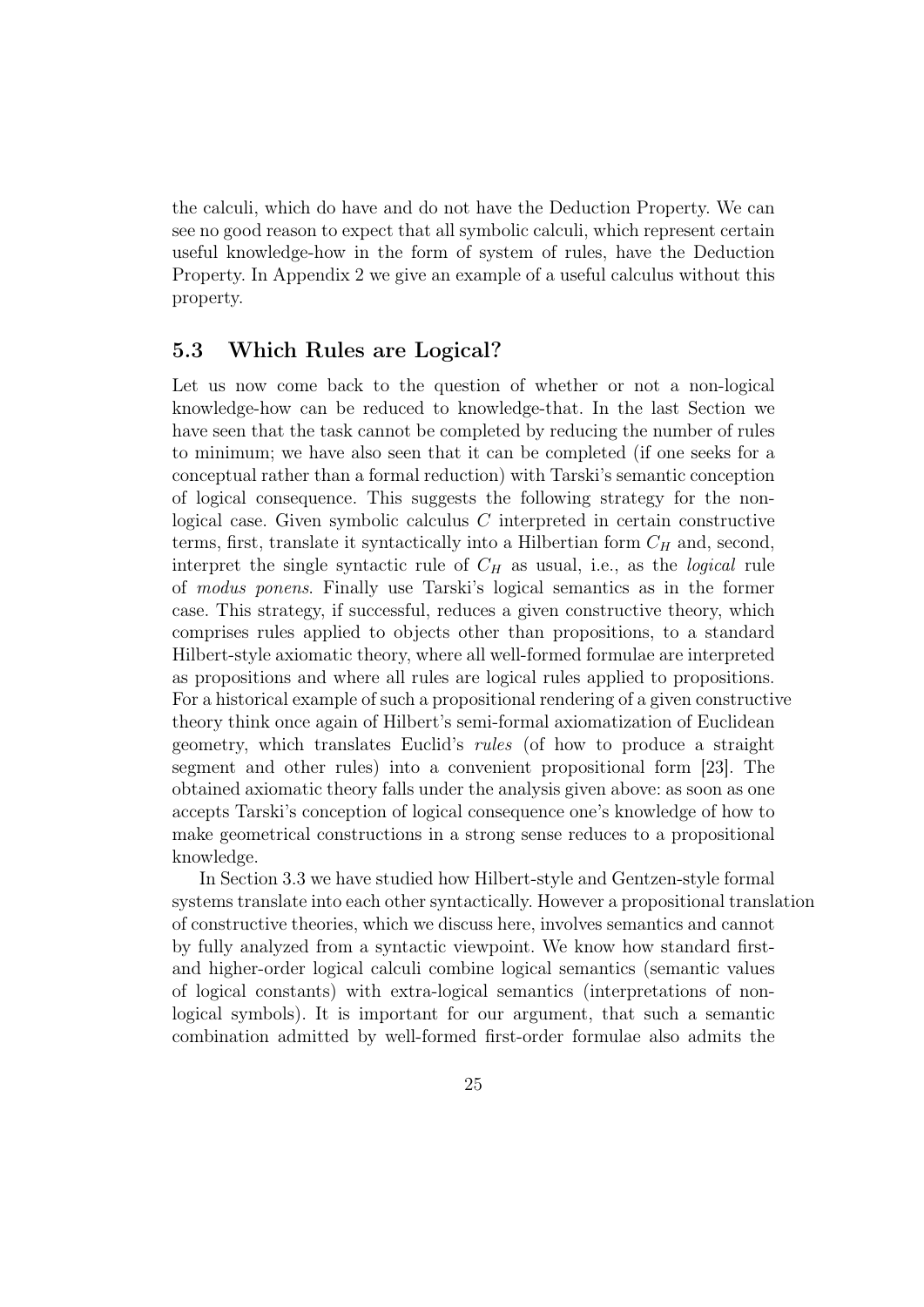the calculi, which do have and do not have the Deduction Property. We can see no good reason to expect that all symbolic calculi, which represent certain useful knowledge-how in the form of system of rules, have the Deduction Property. In Appendix 2 we give an example of a useful calculus without this property.

### 5.3 Which Rules are Logical?

Let us now come back to the question of whether or not a non-logical knowledge-how can be reduced to knowledge-that. In the last Section we have seen that the task cannot be completed by reducing the number of rules to minimum; we have also seen that it can be completed (if one seeks for a conceptual rather than a formal reduction) with Tarski's semantic conception of logical consequence. This suggests the following strategy for the non-logical case. Given symbolic calculus $C$ interpreted in certain constructive terms, first, translate it syntactically into a Hilbertian form $C_H$ and, second, interpret the single syntactic rule of $C_H$ as usual, i.e., as the *logical* rule of *modus ponens*. Finally use Tarski's logical semantics as in the former case. This strategy, if successful, reduces a given constructive theory, which comprises rules applied to objects other than propositions, to a standard Hilbert-style axiomatic theory, where all well-formed formulae are interpreted as propositions and where all rules are logical rules applied to propositions. For a historical example of such a propositional rendering of a given constructive theory think once again of Hilbert's semi-formal axiomatization of Euclidean geometry, which translates Euclid's *rules* (of how to produce a straight segment and other rules) into a convenient propositional form [23]. The obtained axiomatic theory falls under the analysis given above: as soon as one accepts Tarski's conception of logical consequence one's knowledge of how to make geometrical constructions in a strong sense reduces to a propositional knowledge.

In Section 3.3 we have studied how Hilbert-style and Gentzen-style formal systems translate into each other syntactically. However a propositional translation of constructive theories, which we discuss here, involves semantics and cannot by fully analyzed from a syntactic viewpoint. We know how standard first- and higher-order logical calculi combine logical semantics (semantic values of logical constants) with extra-logical semantics (interpretations of non-logical symbols). It is important for our argument, that such a semantic combination admitted by well-formed first-order formulae also admits the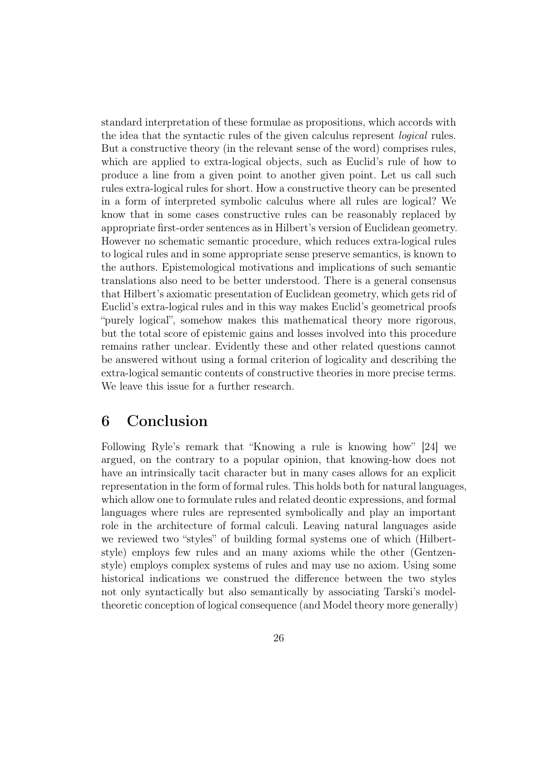standard interpretation of these formulae as propositions, which accords with the idea that the syntactic rules of the given calculus represent *logical* rules. But a constructive theory (in the relevant sense of the word) comprises rules, which are applied to extra-logical objects, such as Euclid's rule of how to produce a line from a given point to another given point. Let us call such rules extra-logical rules for short. How a constructive theory can be presented in a form of interpreted symbolic calculus where all rules are logical? We know that in some cases constructive rules can be reasonably replaced by appropriate first-order sentences as in Hilbert's version of Euclidean geometry. However no schematic semantic procedure, which reduces extra-logical rules to logical rules and in some appropriate sense preserve semantics, is known to the authors. Epistemological motivations and implications of such semantic translations also need to be better understood. There is a general consensus that Hilbert's axiomatic presentation of Euclidean geometry, which gets rid of Euclid's extra-logical rules and in this way makes Euclid's geometrical proofs "purely logical", somehow makes this mathematical theory more rigorous, but the total score of epistemic gains and losses involved into this procedure remains rather unclear. Evidently these and other related questions cannot be answered without using a formal criterion of logicality and describing the extra-logical semantic contents of constructive theories in more precise terms. We leave this issue for a further research.

# 6 Conclusion

Following Ryle's remark that "Knowing a rule is knowing how" [24] we argued, on the contrary to a popular opinion, that knowing-how does not have an intrinsically tacit character but in many cases allows for an explicit representation in the form of formal rules. This holds both for natural languages, which allow one to formulate rules and related deontic expressions, and formal languages where rules are represented symbolically and play an important role in the architecture of formal calculi. Leaving natural languages aside we reviewed two "styles" of building formal systems one of which (Hilbert-style) employs few rules and an many axioms while the other (Gentzen-style) employs complex systems of rules and may use no axiom. Using some historical indications we construed the difference between the two styles not only syntactically but also semantically by associating Tarski's model-theoretic conception of logical consequence (and Model theory more generally)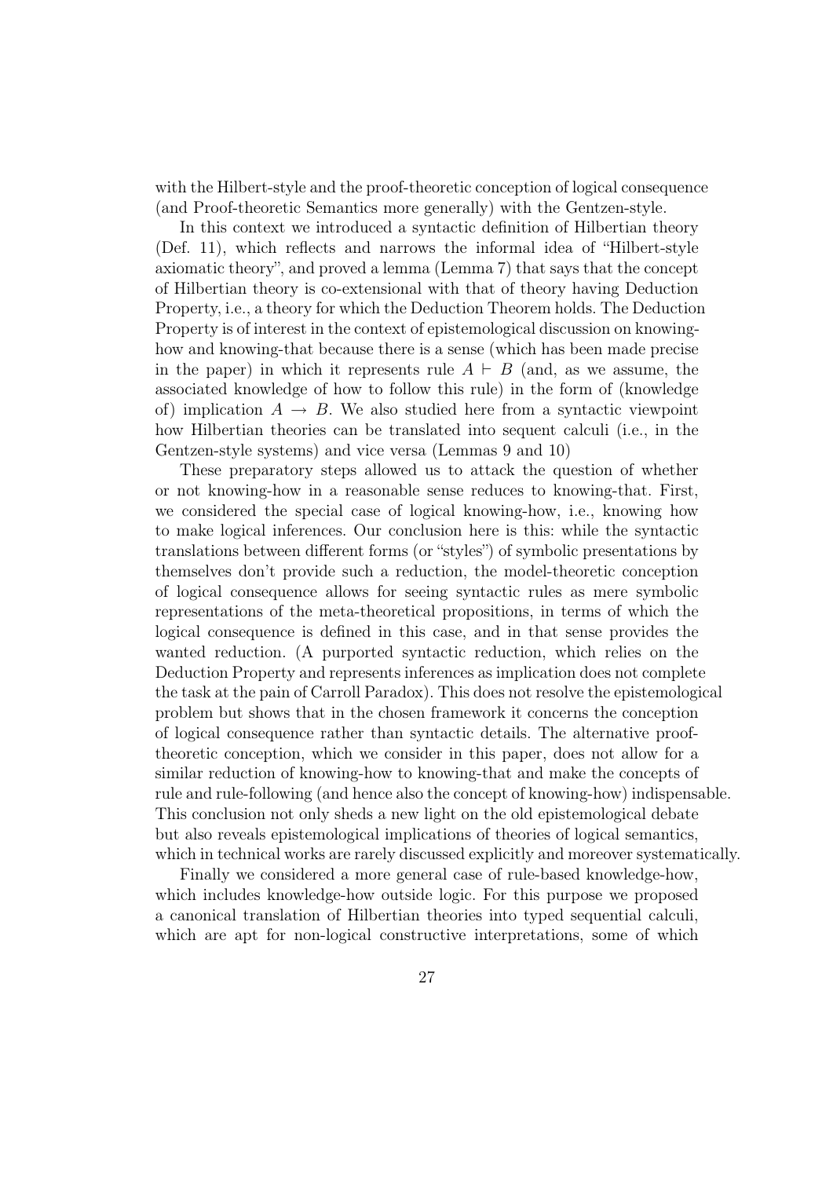with the Hilbert-style and the proof-theoretic conception of logical consequence (and Proof-theoretic Semantics more generally) with the Gentzen-style.

In this context we introduced a syntactic definition of Hilbertian theory (Def. 11), which reflects and narrows the informal idea of "Hilbert-style axiomatic theory", and proved a lemma (Lemma 7) that says that the concept of Hilbertian theory is co-extensional with that of theory having Deduction Property, i.e., a theory for which the Deduction Theorem holds. The Deduction Property is of interest in the context of epistemological discussion on knowing-how and knowing-that because there is a sense (which has been made precise in the paper) in which it represents rule $A \vdash B$ (and, as we assume, the associated knowledge of how to follow this rule) in the form of (knowledge of) implication $A \rightarrow B$. We also studied here from a syntactic viewpoint how Hilbertian theories can be translated into sequent calculi (i.e., in the Gentzen-style systems) and vice versa (Lemmas 9 and 10)

These preparatory steps allowed us to attack the question of whether or not knowing-how in a reasonable sense reduces to knowing-that. First, we considered the special case of logical knowing-how, i.e., knowing how to make logical inferences. Our conclusion here is this: while the syntactic translations between different forms (or "styles") of symbolic presentations by themselves don't provide such a reduction, the model-theoretic conception of logical consequence allows for seeing syntactic rules as mere symbolic representations of the meta-theoretical propositions, in terms of which the logical consequence is defined in this case, and in that sense provides the wanted reduction. (A purported syntactic reduction, which relies on the Deduction Property and represents inferences as implication does not complete the task at the pain of Carroll Paradox). This does not resolve the epistemological problem but shows that in the chosen framework it concerns the conception of logical consequence rather than syntactic details. The alternative proof-theoretic conception, which we consider in this paper, does not allow for a similar reduction of knowing-how to knowing-that and make the concepts of rule and rule-following (and hence also the concept of knowing-how) indispensable. This conclusion not only sheds a new light on the old epistemological debate but also reveals epistemological implications of theories of logical semantics, which in technical works are rarely discussed explicitly and moreover systematically.

Finally we considered a more general case of rule-based knowledge-how, which includes knowledge-how outside logic. For this purpose we proposed a canonical translation of Hilbertian theories into typed sequential calculi, which are apt for non-logical constructive interpretations, some of which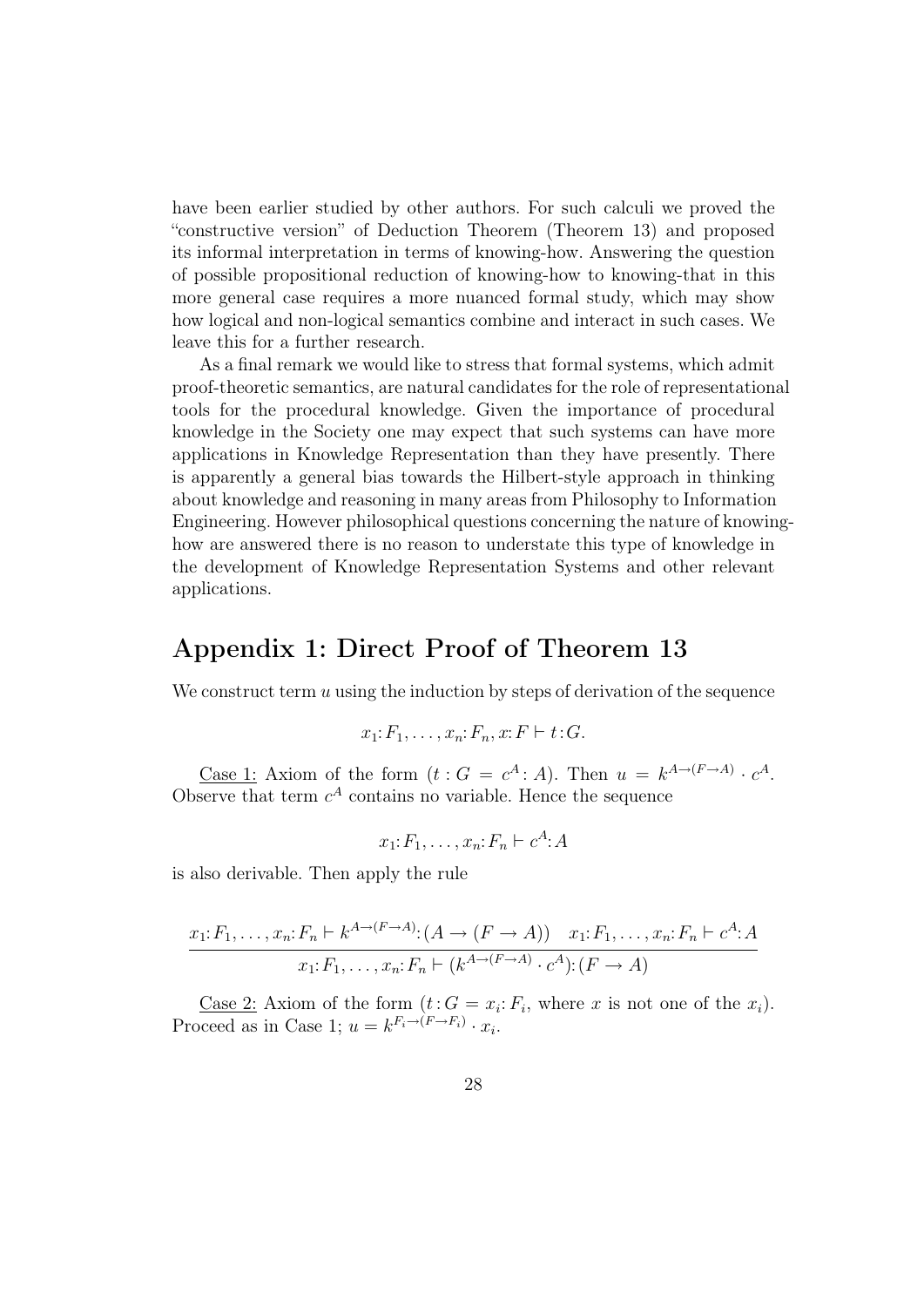have been earlier studied by other authors. For such calculi we proved the "constructive version" of Deduction Theorem (Theorem 13) and proposed its informal interpretation in terms of knowing-how. Answering the question of possible propositional reduction of knowing-how to knowing-that in this more general case requires a more nuanced formal study, which may show how logical and non-logical semantics combine and interact in such cases. We leave this for a further research.

As a final remark we would like to stress that formal systems, which admit proof-theoretic semantics, are natural candidates for the role of representational tools for the procedural knowledge. Given the importance of procedural knowledge in the Society one may expect that such systems can have more applications in Knowledge Representation than they have presently. There is apparently a general bias towards the Hilbert-style approach in thinking about knowledge and reasoning in many areas from Philosophy to Information Engineering. However philosophical questions concerning the nature of knowing-how are answered there is no reason to understate this type of knowledge in the development of Knowledge Representation Systems and other relevant applications.

## Appendix 1: Direct Proof of Theorem 13

We construct term $u$ using the induction by steps of derivation of the sequence

$$x_1 : F_1, \ldots, x_n : F_n, x : F \vdash t : G.$$

Case 1: Axiom of the form ($t : G = c^A : A$). Then $u = k^{A \to (F \to A)} \cdot c^A$. Observe that term $c^A$ contains no variable. Hence the sequence

$$x_1 : F_1, \ldots, x_n : F_n \vdash c^A : A$$

is also derivable. Then apply the rule

$$\frac{x_1 : F_1, \ldots, x_n : F_n \vdash k^{A \to (F \to A)} : (A \to (F \to A)) \quad x_1 : F_1, \ldots, x_n : F_n \vdash c^A : A}{x_1 : F_1, \ldots, x_n : F_n \vdash (k^{A \to (F \to A)} \cdot c^A) : (F \to A)}$$

Case 2: Axiom of the form ($t : G = x_i : F_i$, where $x$ is not one of the $x_i$). Proceed as in Case 1; $u = k^{F_i \to (F \to F_i)} \cdot x_i$.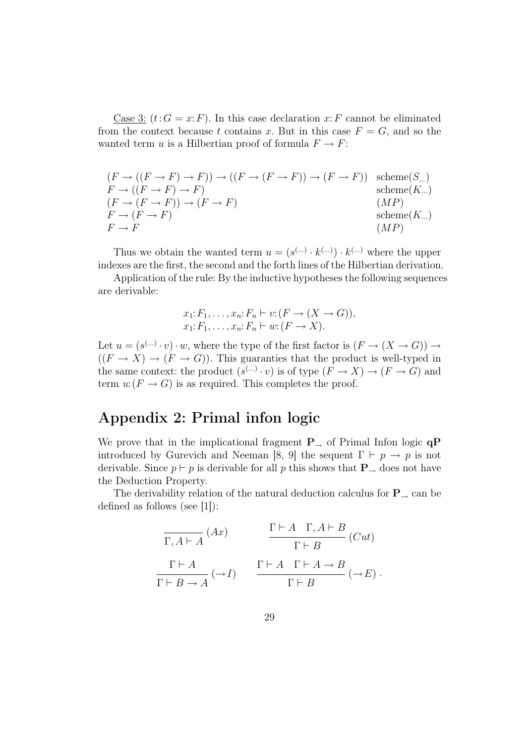Case 3: $(t{:}G = x{:}F)$. In this case declaration $x{:}F$ cannot be eliminated from the context because $t$ contains $x$. But in this case $F = G$, and so the wanted term $u$ is a Hilbertian proof of formula $F \to F$:

$$
\begin{array}{ll}
(F \to ((F \to F) \to F)) \to ((F \to (F \to F)) \to (F \to F)) & \text{scheme}(S_{\dots}) \\
F \to ((F \to F) \to F) & \text{scheme}(K_{\dots}) \\
(F \to (F \to F)) \to (F \to F) & (MP) \\
F \to (F \to F) & \text{scheme}(K_{\dots}) \\
F \to F & (MP)
\end{array}
$$

Thus we obtain the wanted term $u = (s^{(\dots)} \cdot k^{(\dots)}) \cdot k^{(\dots)}$ where the upper indexes are the first, the second and the forth lines of the Hilbertian derivation.

Application of the rule: By the inductive hypotheses the following sequences are derivable:

$$
\begin{array}{l}
x_1{:}F_1, \dots, x_n{:}F_n \vdash v{:}(F \to (X \to G)), \\
x_1{:}F_1, \dots, x_n{:}F_n \vdash w{:}(F \to X).
\end{array}
$$

Let $u = (s^{(\dots)} \cdot v) \cdot w$, where the type of the first factor is $(F \to (X \to G)) \to ((F \to X) \to (F \to G))$. This guaranties that the product is well-typed in the same context: the product $(s^{(\dots)} \cdot v)$ is of type $(F \to X) \to (F \to G)$ and term $u{:}(F \to G)$ is as required. This completes the proof.

# Appendix 2: Primal infon logic

We prove that in the implicational fragment $\mathbf{P}_{\to}$ of Primal Infon logic $\mathbf{qP}$ introduced by Gurevich and Neeman [8, 9] the sequent $\Gamma \vdash p \to p$ is not derivable. Since $p \vdash p$ is derivable for all $p$ this shows that $\mathbf{P}_{\to}$ does not have the Deduction Property.

The derivability relation of the natural deduction calculus for $\mathbf{P}_{\to}$ can be defined as follows (see [1]):

$$
\frac{}{\Gamma, A \vdash A}\,(Ax) \qquad \frac{\Gamma \vdash A \quad \Gamma, A \vdash B}{\Gamma \vdash B}\,(Cut)
$$

$$
\frac{\Gamma \vdash A}{\Gamma \vdash B \to A}\,(\to I) \qquad \frac{\Gamma \vdash A \quad \Gamma \vdash A \to B}{\Gamma \vdash B}\,(\to E)\,.
$$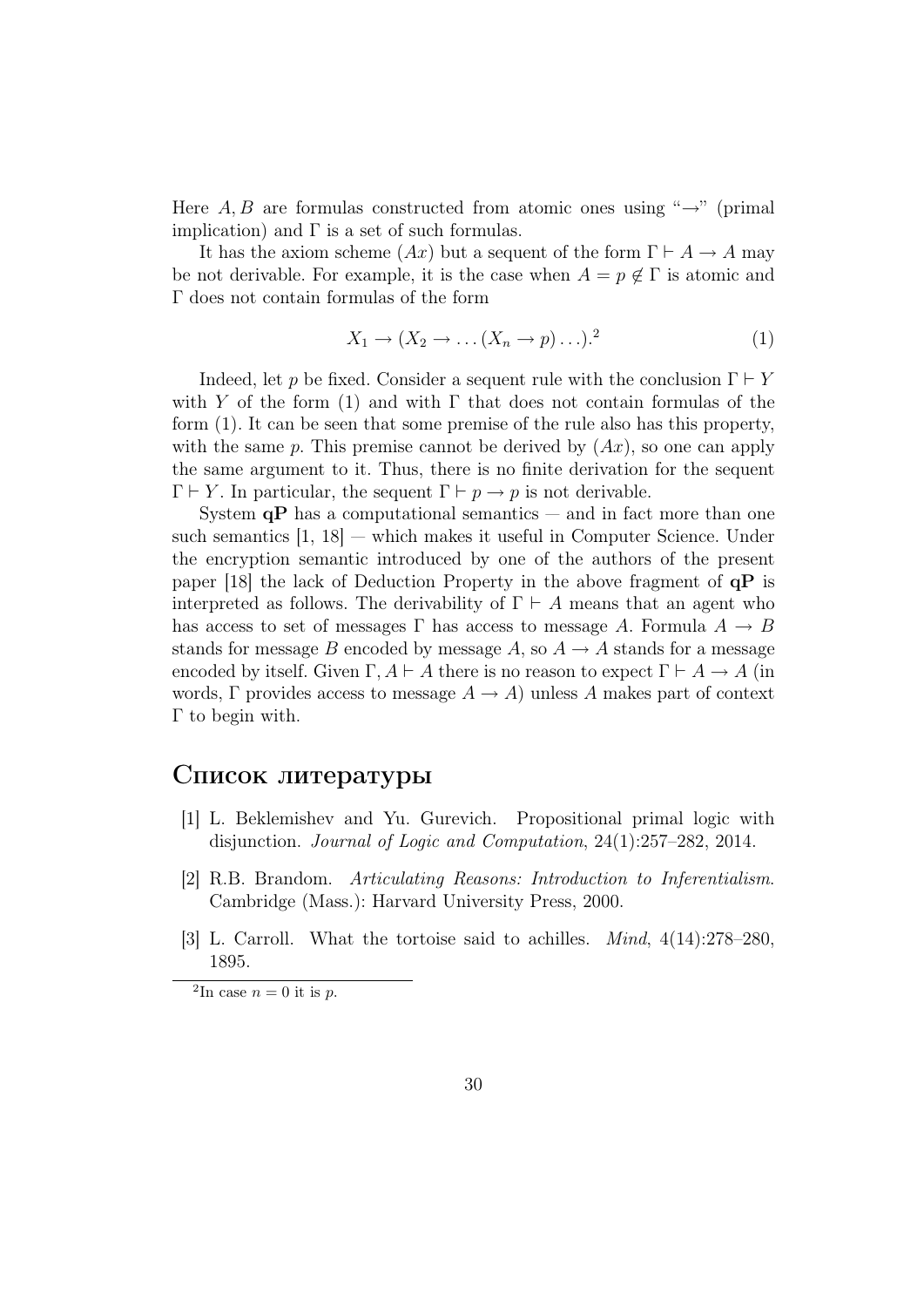Here $A, B$ are formulas constructed from atomic ones using "$\rightarrow$" (primal implication) and $\Gamma$ is a set of such formulas.

It has the axiom scheme $(Ax)$ but a sequent of the form $\Gamma \vdash A \rightarrow A$ may be not derivable. For example, it is the case when $A = p \notin \Gamma$ is atomic and $\Gamma$ does not contain formulas of the form

$$X_1 \rightarrow (X_2 \rightarrow \ldots (X_n \rightarrow p) \ldots).^2 \tag{1}$$

Indeed, let $p$ be fixed. Consider a sequent rule with the conclusion $\Gamma \vdash Y$ with $Y$ of the form (1) and with $\Gamma$ that does not contain formulas of the form (1). It can be seen that some premise of the rule also has this property, with the same $p$. This premise cannot be derived by $(Ax)$, so one can apply the same argument to it. Thus, there is no finite derivation for the sequent $\Gamma \vdash Y$. In particular, the sequent $\Gamma \vdash p \rightarrow p$ is not derivable.

System **qP** has a computational semantics — and in fact more than one such semantics [1, 18] — which makes it useful in Computer Science. Under the encryption semantic introduced by one of the authors of the present paper [18] the lack of Deduction Property in the above fragment of **qP** is interpreted as follows. The derivability of $\Gamma \vdash A$ means that an agent who has access to set of messages $\Gamma$ has access to message $A$. Formula $A \rightarrow B$ stands for message $B$ encoded by message $A$, so $A \rightarrow A$ stands for a message encoded by itself. Given $\Gamma, A \vdash A$ there is no reason to expect $\Gamma \vdash A \rightarrow A$ (in words, $\Gamma$ provides access to message $A \rightarrow A$) unless $A$ makes part of context $\Gamma$ to begin with.

## Список литературы

[1] L. Beklemishev and Yu. Gurevich. Propositional primal logic with disjunction. *Journal of Logic and Computation*, 24(1):257–282, 2014.

[2] R.B. Brandom. *Articulating Reasons: Introduction to Inferentialism*. Cambridge (Mass.): Harvard University Press, 2000.

[3] L. Carroll. What the tortoise said to achilles. *Mind*, 4(14):278–280, 1895.

[2] In case $n = 0$ it is $p$.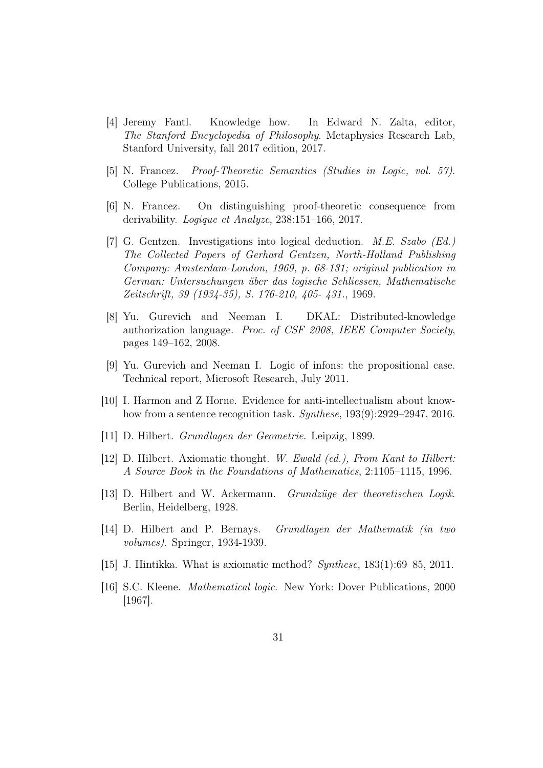[4] Jeremy Fantl. Knowledge how. In Edward N. Zalta, editor, *The Stanford Encyclopedia of Philosophy*. Metaphysics Research Lab, Stanford University, fall 2017 edition, 2017.

[5] N. Francez. *Proof-Theoretic Semantics (Studies in Logic, vol. 57)*. College Publications, 2015.

[6] N. Francez. On distinguishing proof-theoretic consequence from derivability. *Logique et Analyze*, 238:151–166, 2017.

[7] G. Gentzen. Investigations into logical deduction. *M.E. Szabo (Ed.) The Collected Papers of Gerhard Gentzen, North-Holland Publishing Company: Amsterdam-London, 1969, p. 68-131; original publication in German: Untersuchungen über das logische Schliessen, Mathematische Zeitschrift, 39 (1934-35), S. 176-210, 405- 431.*, 1969.

[8] Yu. Gurevich and Neeman I. DKAL: Distributed-knowledge authorization language. *Proc. of CSF 2008, IEEE Computer Society*, pages 149–162, 2008.

[9] Yu. Gurevich and Neeman I. Logic of infons: the propositional case. Technical report, Microsoft Research, July 2011.

[10] I. Harmon and Z Horne. Evidence for anti-intellectualism about know-how from a sentence recognition task. *Synthese*, 193(9):2929–2947, 2016.

[11] D. Hilbert. *Grundlagen der Geometrie*. Leipzig, 1899.

[12] D. Hilbert. Axiomatic thought. *W. Ewald (ed.), From Kant to Hilbert: A Source Book in the Foundations of Mathematics*, 2:1105–1115, 1996.

[13] D. Hilbert and W. Ackermann. *Grundzüge der theoretischen Logik*. Berlin, Heidelberg, 1928.

[14] D. Hilbert and P. Bernays. *Grundlagen der Mathematik (in two volumes)*. Springer, 1934-1939.

[15] J. Hintikka. What is axiomatic method? *Synthese*, 183(1):69–85, 2011.

[16] S.C. Kleene. *Mathematical logic.* New York: Dover Publications, 2000 [1967].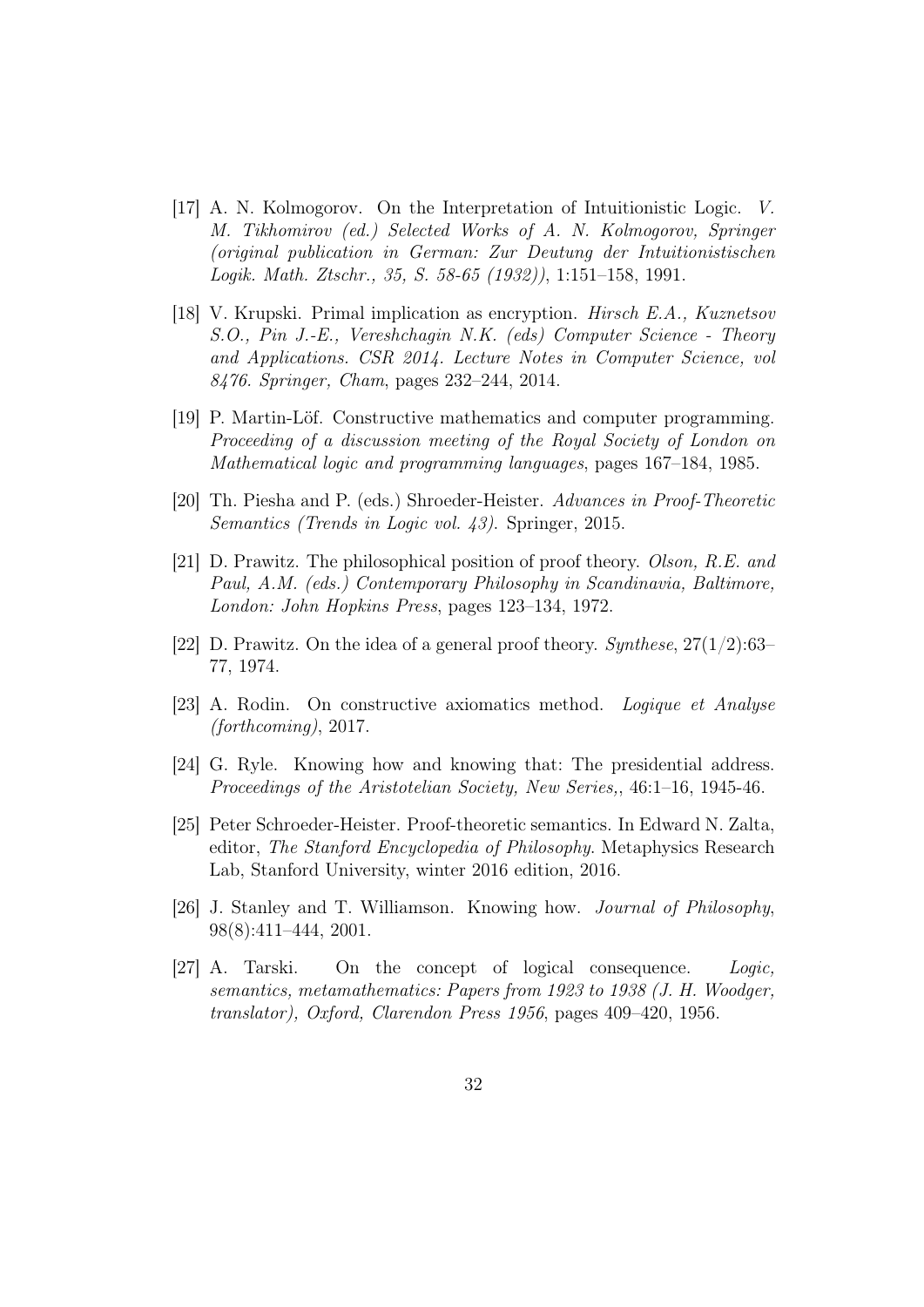[17] A. N. Kolmogorov. On the Interpretation of Intuitionistic Logic. *V. M. Tikhomirov (ed.) Selected Works of A. N. Kolmogorov, Springer (original publication in German: Zur Deutung der Intuitionistischen Logik. Math. Ztschr., 35, S. 58-65 (1932))*, 1:151–158, 1991.

[18] V. Krupski. Primal implication as encryption. *Hirsch E.A., Kuznetsov S.O., Pin J.-E., Vereshchagin N.K. (eds) Computer Science - Theory and Applications. CSR 2014. Lecture Notes in Computer Science, vol 8476. Springer, Cham*, pages 232–244, 2014.

[19] P. Martin-Löf. Constructive mathematics and computer programming. *Proceeding of a discussion meeting of the Royal Society of London on Mathematical logic and programming languages*, pages 167–184, 1985.

[20] Th. Piesha and P. (eds.) Shroeder-Heister. *Advances in Proof-Theoretic Semantics (Trends in Logic vol. 43).* Springer, 2015.

[21] D. Prawitz. The philosophical position of proof theory. *Olson, R.E. and Paul, A.M. (eds.) Contemporary Philosophy in Scandinavia, Baltimore, London: John Hopkins Press*, pages 123–134, 1972.

[22] D. Prawitz. On the idea of a general proof theory. *Synthese*, 27(1/2):63–77, 1974.

[23] A. Rodin. On constructive axiomatics method. *Logique et Analyse (forthcoming)*, 2017.

[24] G. Ryle. Knowing how and knowing that: The presidential address. *Proceedings of the Aristotelian Society, New Series,*, 46:1–16, 1945-46.

[25] Peter Schroeder-Heister. Proof-theoretic semantics. In Edward N. Zalta, editor, *The Stanford Encyclopedia of Philosophy*. Metaphysics Research Lab, Stanford University, winter 2016 edition, 2016.

[26] J. Stanley and T. Williamson. Knowing how. *Journal of Philosophy*, 98(8):411–444, 2001.

[27] A. Tarski. On the concept of logical consequence. *Logic, semantics, metamathematics: Papers from 1923 to 1938 (J. H. Woodger, translator), Oxford, Clarendon Press 1956*, pages 409–420, 1956.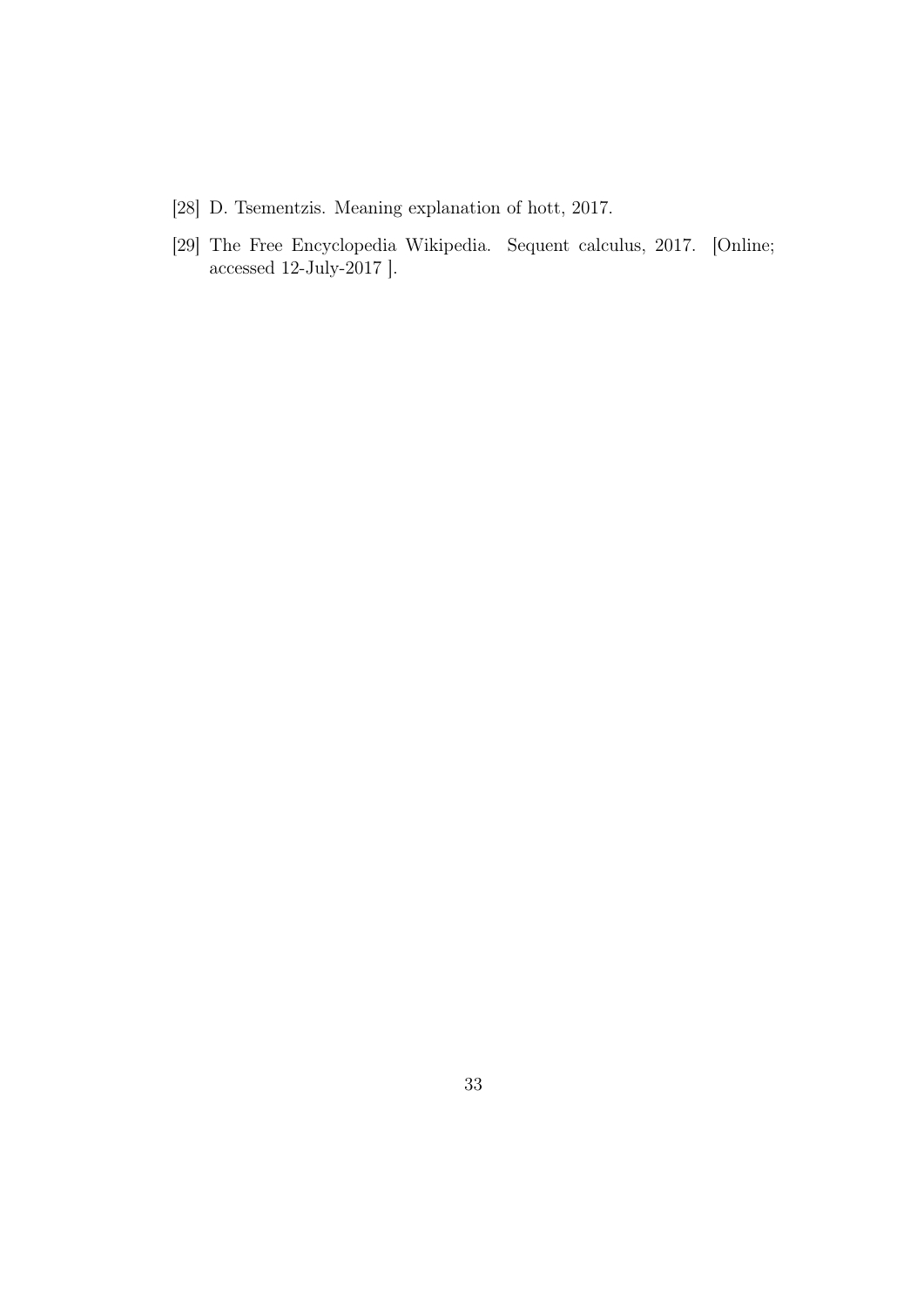[28] D. Tsementzis. Meaning explanation of hott, 2017.

[29] The Free Encyclopedia Wikipedia. Sequent calculus, 2017. [Online; accessed 12-July-2017 ].